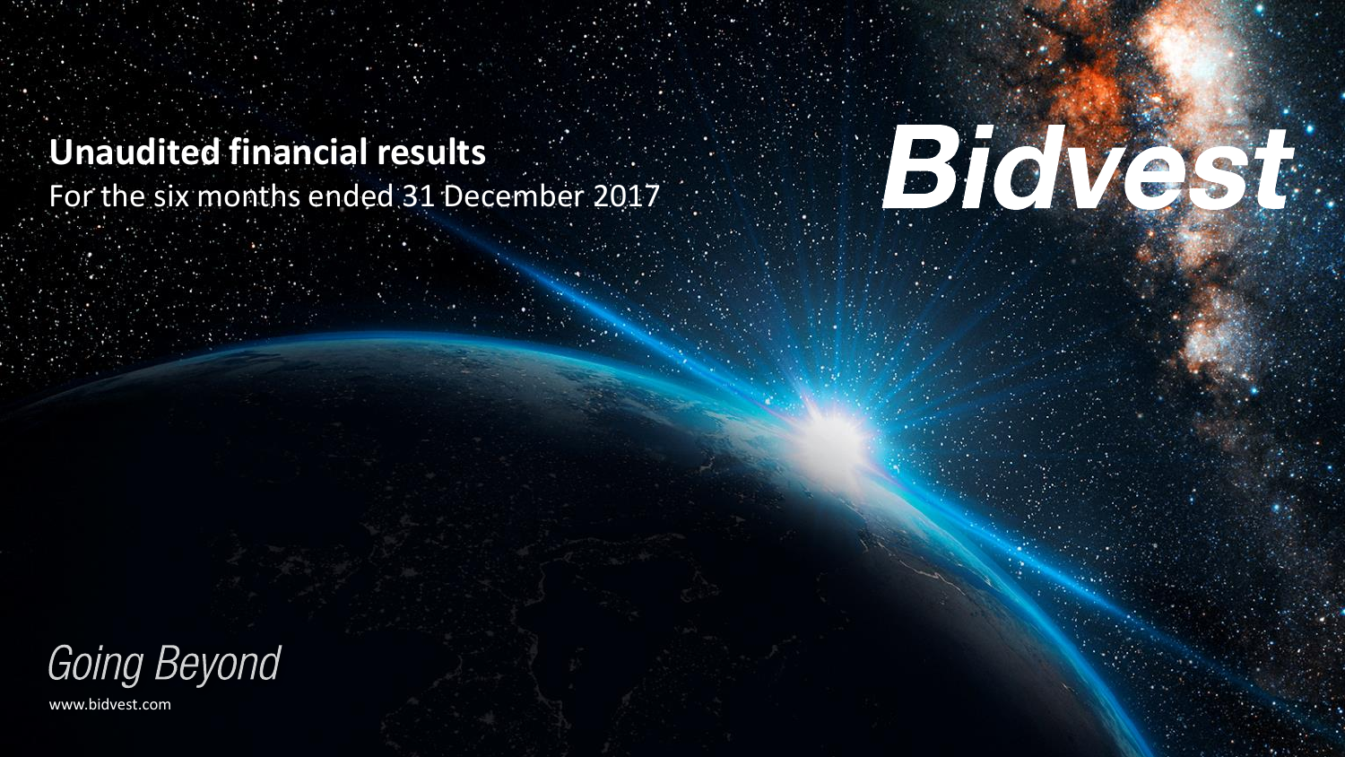# Unaudited financial results

For the six months ended 31 December 2017

Bidvest

*Going Beyond*

www.bidvest.com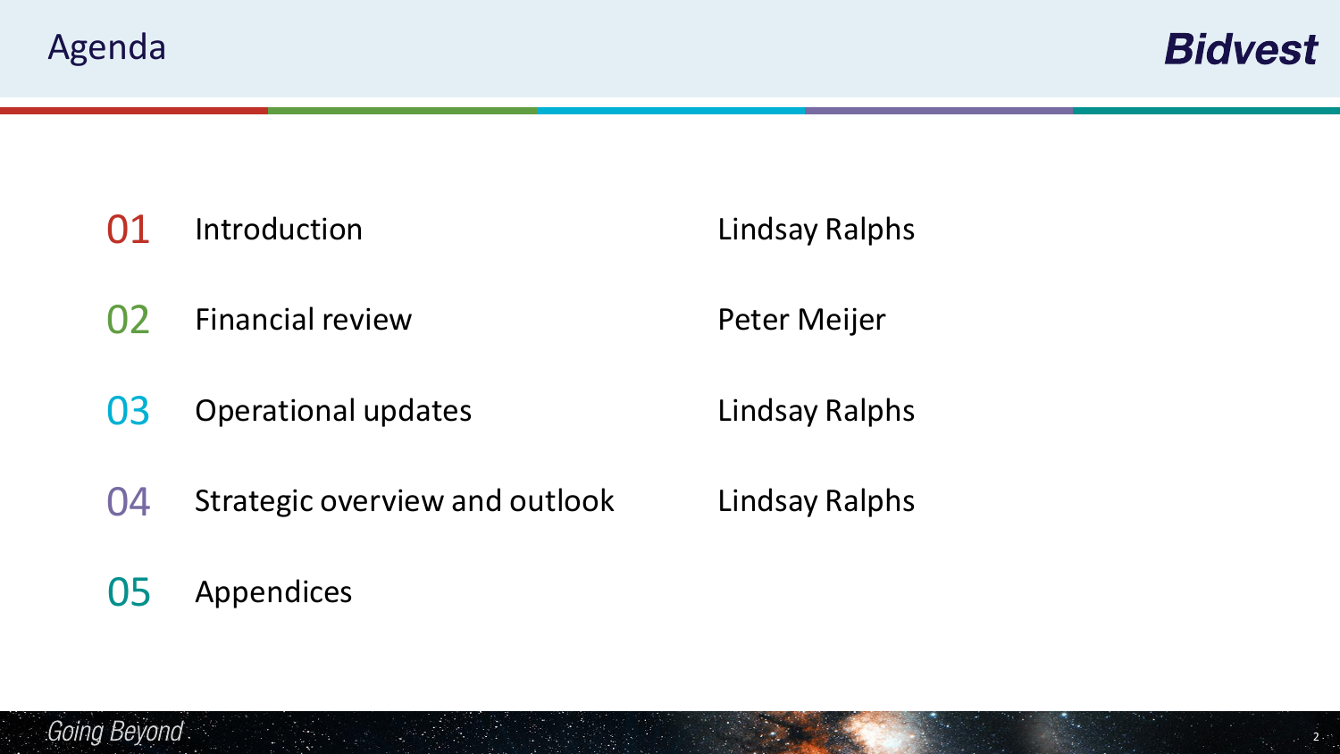# Agenda

| | Section | Presenter |
| --- | --- | --- |
| 01 | Introduction | Lindsay Ralphs |
| 02 | Financial review | Peter Meijer |
| 03 | Operational updates | Lindsay Ralphs |
| 04 | Strategic overview and outlook | Lindsay Ralphs |
| 05 | Appendices | |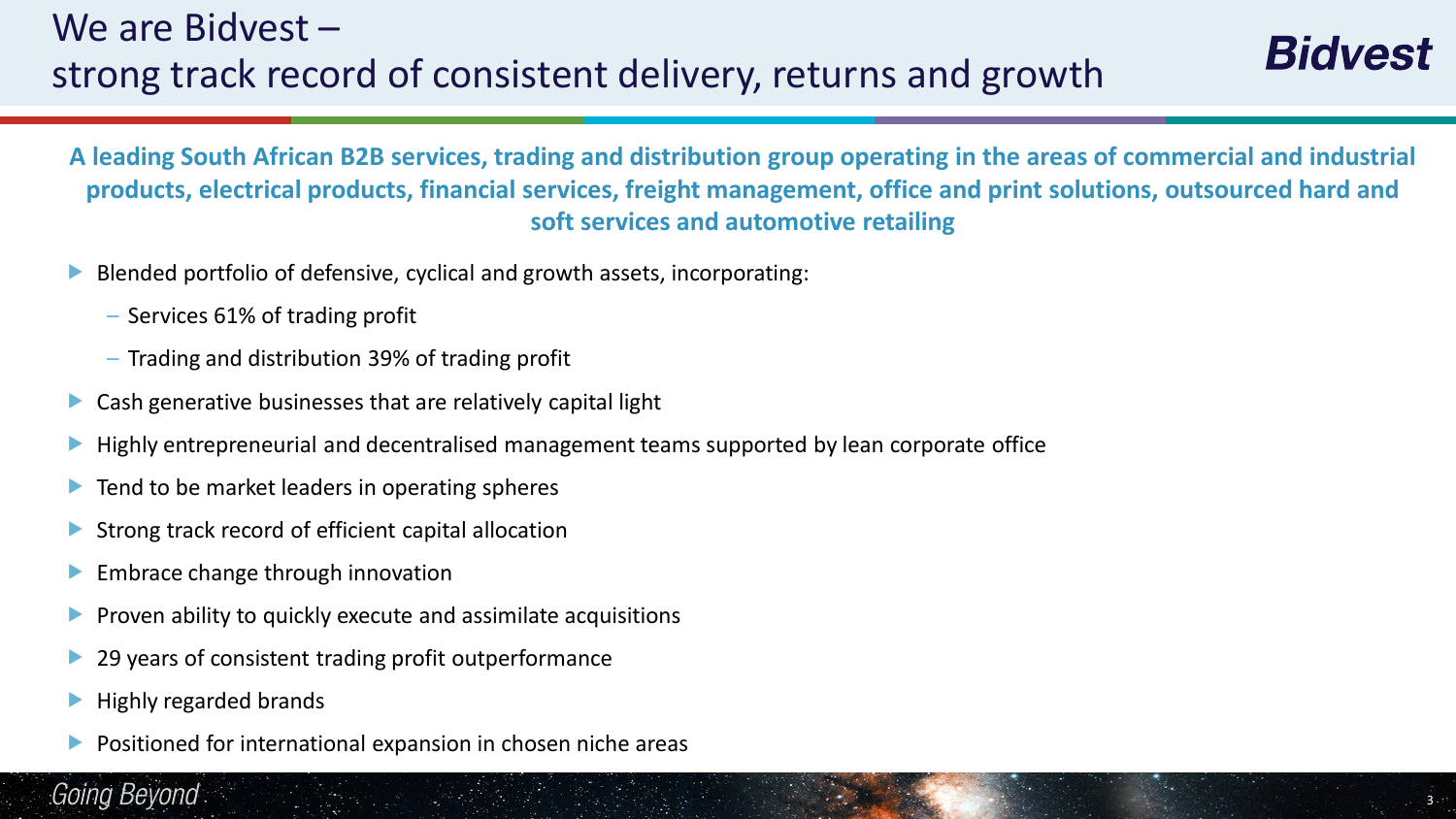# We are Bidvest – strong track record of consistent delivery, returns and growth

**A leading South African B2B services, trading and distribution group operating in the areas of commercial and industrial products, electrical products, financial services, freight management, office and print solutions, outsourced hard and soft services and automotive retailing**

- Blended portfolio of defensive, cyclical and growth assets, incorporating:
  - Services 61% of trading profit
  - Trading and distribution 39% of trading profit
- Cash generative businesses that are relatively capital light
- Highly entrepreneurial and decentralised management teams supported by lean corporate office
- Tend to be market leaders in operating spheres
- Strong track record of efficient capital allocation
- Embrace change through innovation
- Proven ability to quickly execute and assimilate acquisitions
- 29 years of consistent trading profit outperformance
- Highly regarded brands
- Positioned for international expansion in chosen niche areas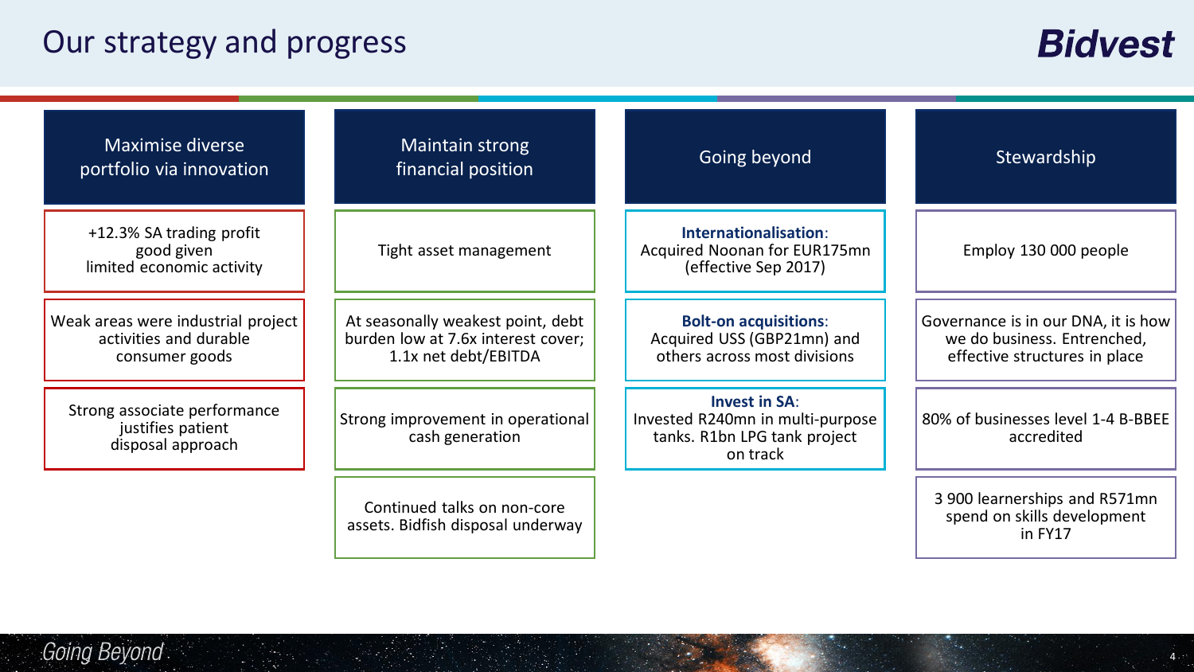# Our strategy and progress

## Maximise diverse portfolio via innovation

- +12.3% SA trading profit good given limited economic activity
- Weak areas were industrial project activities and durable consumer goods
- Strong associate performance justifies patient disposal approach

## Maintain strong financial position

- Tight asset management
- At seasonally weakest point, debt burden low at 7.6x interest cover; 1.1x net debt/EBITDA
- Strong improvement in operational cash generation
- Continued talks on non-core assets. Bidfish disposal underway

## Going beyond

- **Internationalisation**: Acquired Noonan for EUR175mn (effective Sep 2017)
- **Bolt-on acquisitions**: Acquired USS (GBP21mn) and others across most divisions
- **Invest in SA**: Invested R240mn in multi-purpose tanks. R1bn LPG tank project on track

## Stewardship

- Employ 130 000 people
- Governance is in our DNA, it is how we do business. Entrenched, effective structures in place
- 80% of businesses level 1-4 B-BBEE accredited
- 3 900 learnerships and R571mn spend on skills development in FY17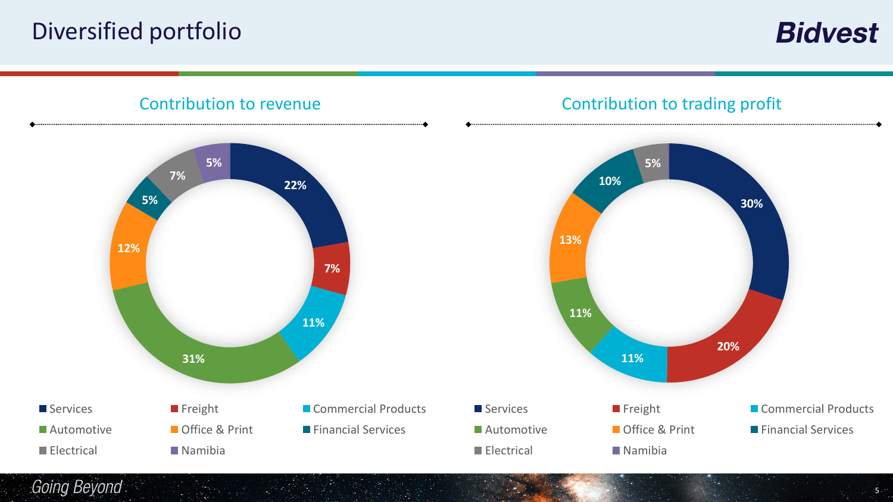# Diversified portfolio

## Contribution to revenue

| Segment | % |
| --- | --- |
| Services | 22% |
| Freight | 7% |
| Commercial Products | 11% |
| Automotive | 31% |
| Office & Print | 12% |
| Financial Services | 5% |
| Electrical | 7% |
| Namibia | 5% |

## Contribution to trading profit

| Segment | % |
| --- | --- |
| Services | 30% |
| Freight | 20% |
| Commercial Products | 11% |
| Automotive | 11% |
| Office & Print | 13% |
| Financial Services | 10% |
| Electrical | 5% |
| Namibia | |

*Going Beyond*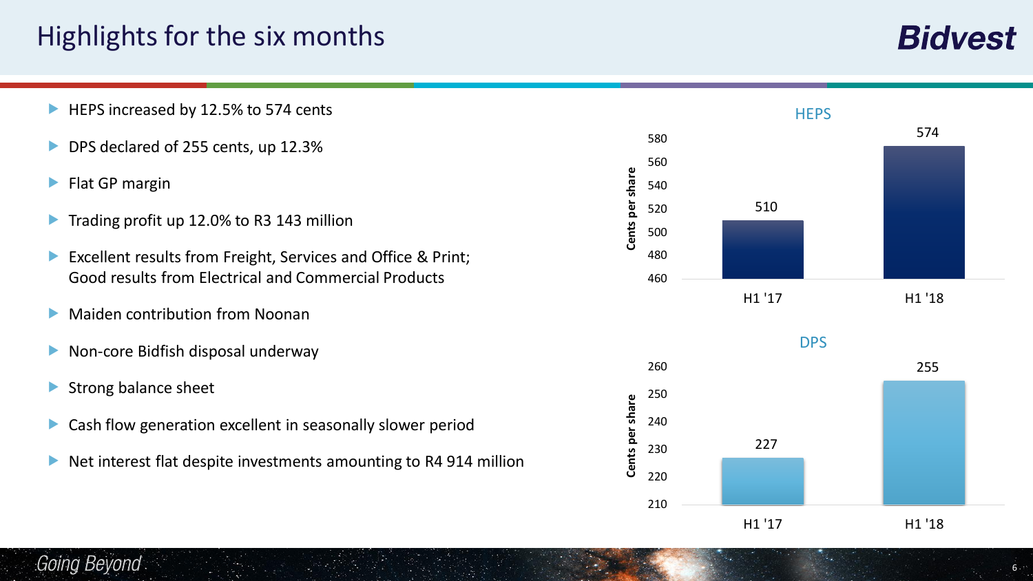# Highlights for the six months

- HEPS increased by 12.5% to 574 cents
- DPS declared of 255 cents, up 12.3%
- Flat GP margin
- Trading profit up 12.0% to R3 143 million
- Excellent results from Freight, Services and Office & Print; Good results from Electrical and Commercial Products
- Maiden contribution from Noonan
- Non-core Bidfish disposal underway
- Strong balance sheet
- Cash flow generation excellent in seasonally slower period
- Net interest flat despite investments amounting to R4 914 million

**HEPS**

| | Cents per share |
|---|---|
| H1 '17 | 510 |
| H1 '18 | 574 |

**DPS**

| | Cents per share |
|---|---|
| H1 '17 | 227 |
| H1 '18 | 255 |

*Going Beyond*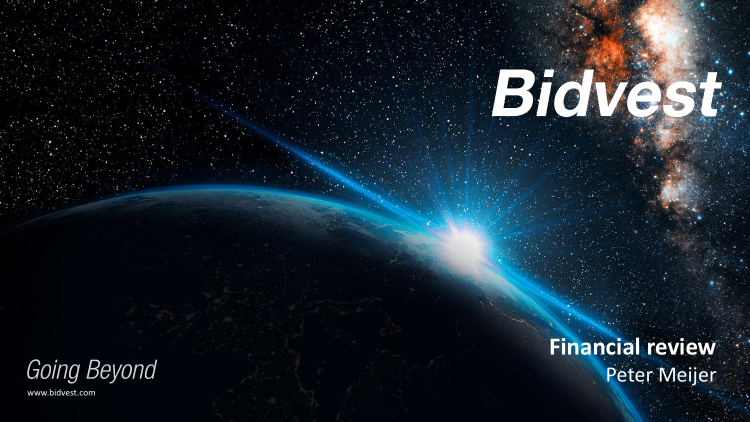# Bidvest

## Financial review

Peter Meijer

*Going Beyond*

www.bidvest.com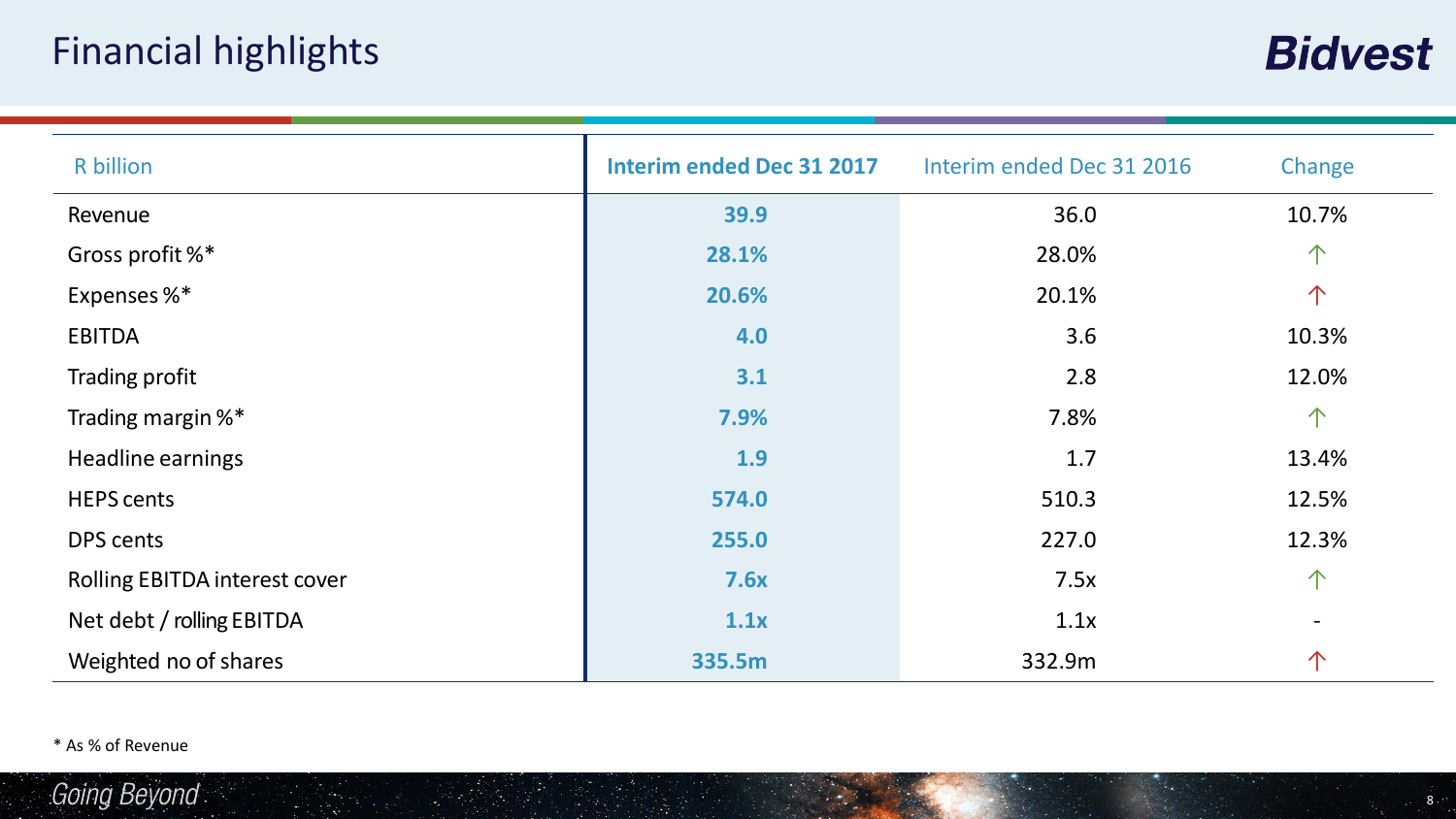# Financial highlights

| R billion | **Interim ended Dec 31 2017** | Interim ended Dec 31 2016 | Change |
|---|---|---|---|
| Revenue | **39.9** | 36.0 | 10.7% |
| Gross profit %* | **28.1%** | 28.0% | ↑ |
| Expenses %* | **20.6%** | 20.1% | ↑ |
| EBITDA | **4.0** | 3.6 | 10.3% |
| Trading profit | **3.1** | 2.8 | 12.0% |
| Trading margin %* | **7.9%** | 7.8% | ↑ |
| Headline earnings | **1.9** | 1.7 | 13.4% |
| HEPS cents | **574.0** | 510.3 | 12.5% |
| DPS cents | **255.0** | 227.0 | 12.3% |
| Rolling EBITDA interest cover | **7.6x** | 7.5x | ↑ |
| Net debt / rolling EBITDA | **1.1x** | 1.1x | - |
| Weighted no of shares | **335.5m** | 332.9m | ↑ |

* As % of Revenue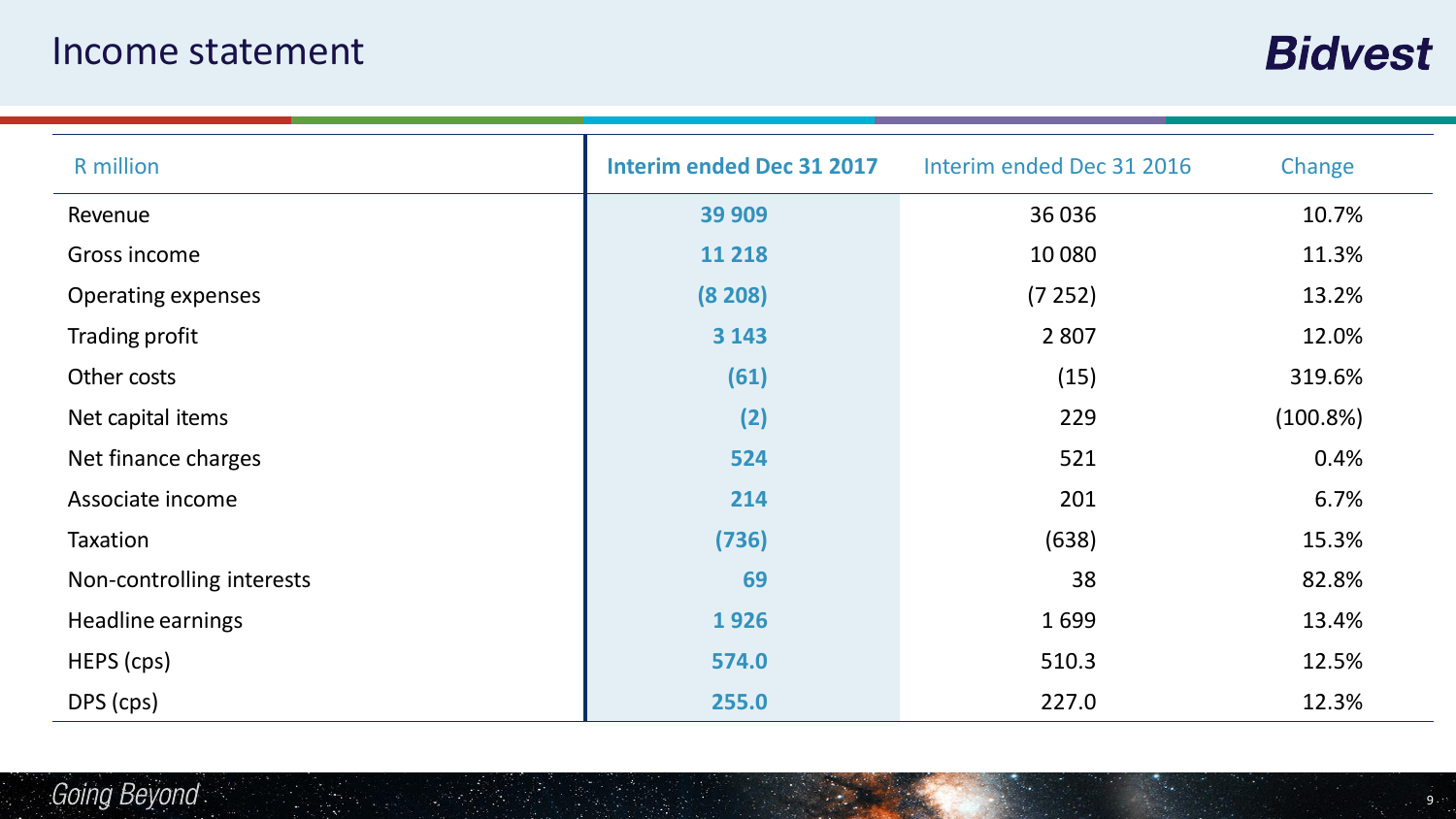# Income statement

| R million | Interim ended Dec 31 2017 | Interim ended Dec 31 2016 | Change |
|---|---|---|---|
| Revenue | **39 909** | 36 036 | 10.7% |
| Gross income | **11 218** | 10 080 | 11.3% |
| Operating expenses | **(8 208)** | (7 252) | 13.2% |
| Trading profit | **3 143** | 2 807 | 12.0% |
| Other costs | **(61)** | (15) | 319.6% |
| Net capital items | **(2)** | 229 | (100.8%) |
| Net finance charges | **524** | 521 | 0.4% |
| Associate income | **214** | 201 | 6.7% |
| Taxation | **(736)** | (638) | 15.3% |
| Non-controlling interests | **69** | 38 | 82.8% |
| Headline earnings | **1 926** | 1 699 | 13.4% |
| HEPS (cps) | **574.0** | 510.3 | 12.5% |
| DPS (cps) | **255.0** | 227.0 | 12.3% |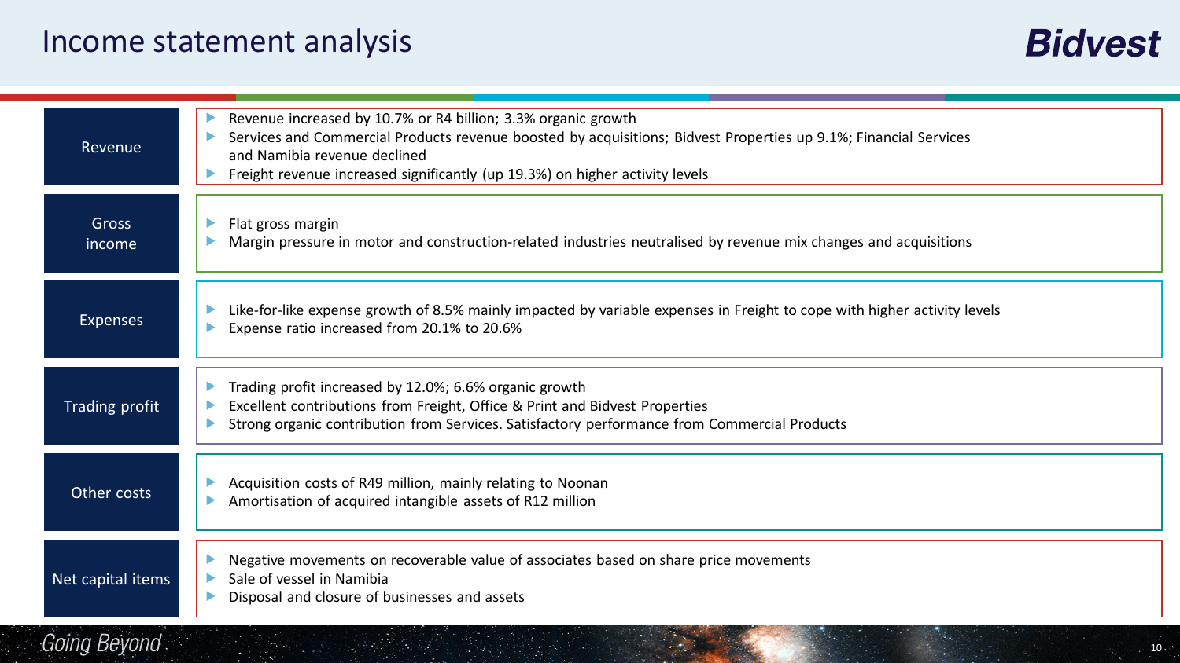# Income statement analysis

### Revenue

- Revenue increased by 10.7% or R4 billion; 3.3% organic growth
- Services and Commercial Products revenue boosted by acquisitions; Bidvest Properties up 9.1%; Financial Services and Namibia revenue declined
- Freight revenue increased significantly (up 19.3%) on higher activity levels

### Gross income

- Flat gross margin
- Margin pressure in motor and construction-related industries neutralised by revenue mix changes and acquisitions

### Expenses

- Like-for-like expense growth of 8.5% mainly impacted by variable expenses in Freight to cope with higher activity levels
- Expense ratio increased from 20.1% to 20.6%

### Trading profit

- Trading profit increased by 12.0%; 6.6% organic growth
- Excellent contributions from Freight, Office & Print and Bidvest Properties
- Strong organic contribution from Services. Satisfactory performance from Commercial Products

### Other costs

- Acquisition costs of R49 million, mainly relating to Noonan
- Amortisation of acquired intangible assets of R12 million

### Net capital items

- Negative movements on recoverable value of associates based on share price movements
- Sale of vessel in Namibia
- Disposal and closure of businesses and assets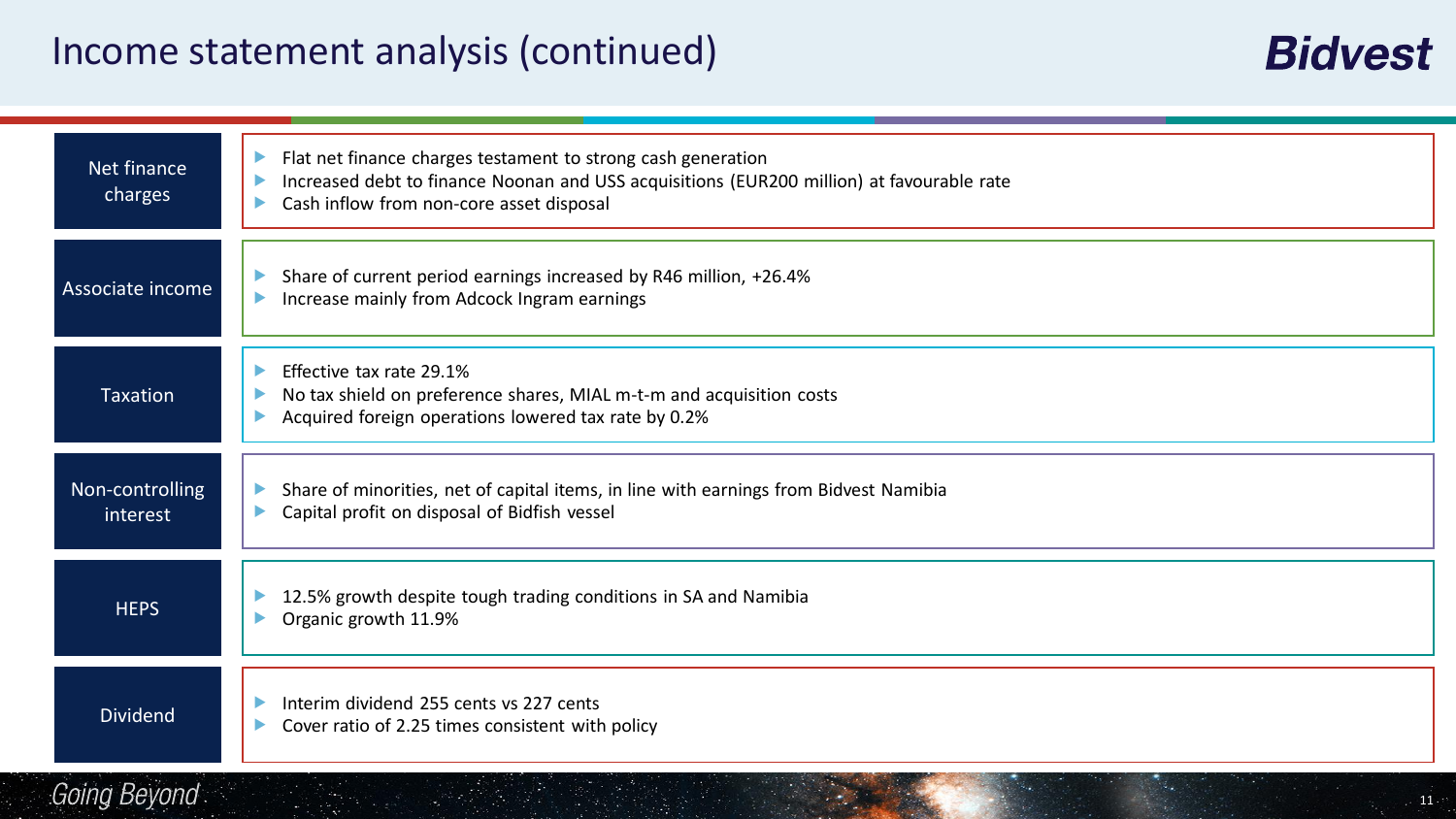# Income statement analysis (continued)

### Net finance charges

- Flat net finance charges testament to strong cash generation
- Increased debt to finance Noonan and USS acquisitions (EUR200 million) at favourable rate
- Cash inflow from non-core asset disposal

### Associate income

- Share of current period earnings increased by R46 million, +26.4%
- Increase mainly from Adcock Ingram earnings

### Taxation

- Effective tax rate 29.1%
- No tax shield on preference shares, MIAL m-t-m and acquisition costs
- Acquired foreign operations lowered tax rate by 0.2%

### Non-controlling interest

- Share of minorities, net of capital items, in line with earnings from Bidvest Namibia
- Capital profit on disposal of Bidfish vessel

### HEPS

- 12.5% growth despite tough trading conditions in SA and Namibia
- Organic growth 11.9%

### Dividend

- Interim dividend 255 cents vs 227 cents
- Cover ratio of 2.25 times consistent with policy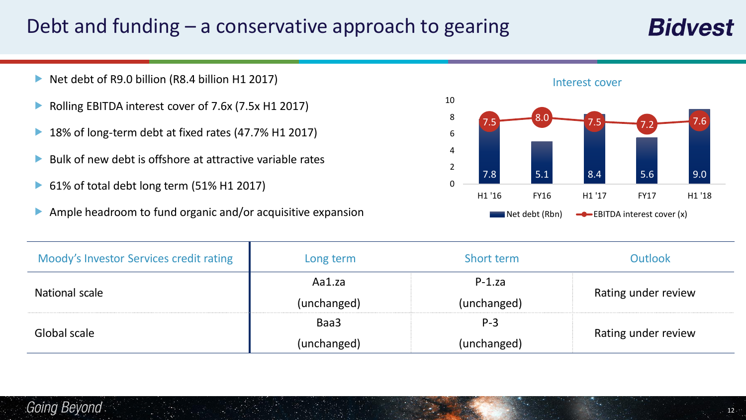# Debt and funding – a conservative approach to gearing

- Net debt of R9.0 billion (R8.4 billion H1 2017)
- Rolling EBITDA interest cover of 7.6x (7.5x H1 2017)
- 18% of long-term debt at fixed rates (47.7% H1 2017)
- Bulk of new debt is offshore at attractive variable rates
- 61% of total debt long term (51% H1 2017)
- Ample headroom to fund organic and/or acquisitive expansion

**Interest cover**

| | H1 '16 | FY16 | H1 '17 | FY17 | H1 '18 |
|---|---|---|---|---|---|
| Net debt (Rbn) | 7.8 | 5.1 | 8.4 | 5.6 | 9.0 |
| EBITDA interest cover (x) | 7.5 | 8.0 | 7.5 | 7.2 | 7.6 |

| Moody's Investor Services credit rating | Long term | Short term | Outlook |
|---|---|---|---|
| National scale | Aa1.za (unchanged) | P-1.za (unchanged) | Rating under review |
| Global scale | Baa3 (unchanged) | P-3 (unchanged) | Rating under review |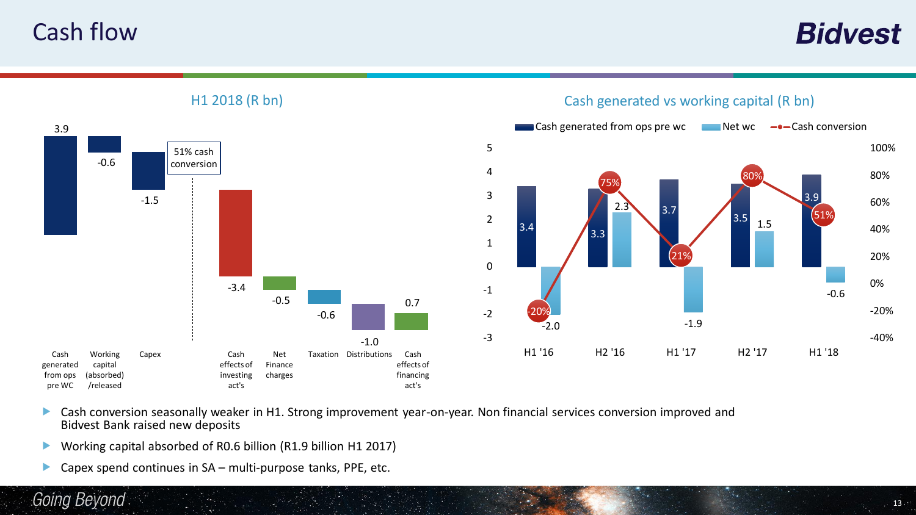# Cash flow

## H1 2018 (R bn)

| Item | R bn |
|---|---|
| Cash generated from ops pre WC | 3.9 |
| Working capital (absorbed)/released | -0.6 |
| Capex | -1.5 |
| Cash effects of investing act's | -3.4 |
| Net Finance charges | -0.5 |
| Taxation | -0.6 |
| Distributions | -1.0 |
| Cash effects of financing act's | 0.7 |

51% cash conversion

## Cash generated vs working capital (R bn)

| | H1 '16 | H2 '16 | H1 '17 | H2 '17 | H1 '18 |
|---|---|---|---|---|---|
| Cash generated from ops pre wc | 3.4 | 3.3 | 3.7 | 3.5 | 3.9 |
| Net wc | -2.0 | 2.3 | -1.9 | 1.5 | -0.6 |
| Cash conversion | -20% | 75% | 21% | 80% | 51% |

- Cash conversion seasonally weaker in H1. Strong improvement year-on-year. Non financial services conversion improved and Bidvest Bank raised new deposits
- Working capital absorbed of R0.6 billion (R1.9 billion H1 2017)
- Capex spend continues in SA – multi-purpose tanks, PPE, etc.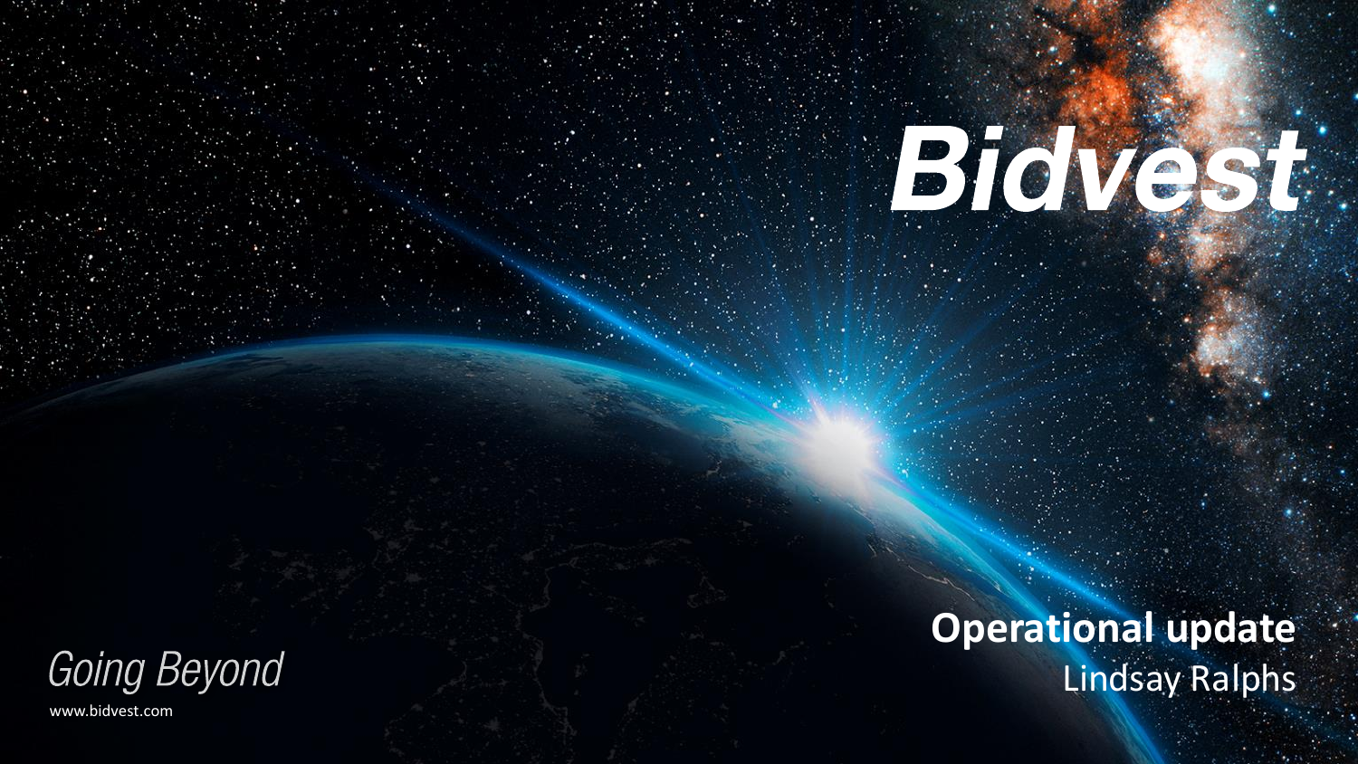# Bidvest

## Operational update

Lindsay Ralphs

*Going Beyond*

www.bidvest.com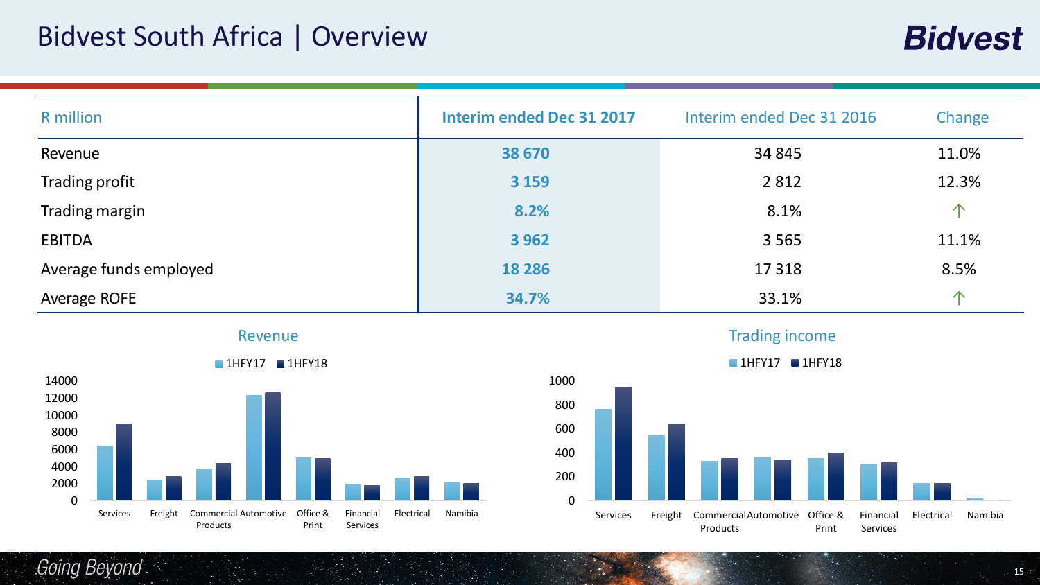# Bidvest South Africa | Overview

| R million | Interim ended Dec 31 2017 | Interim ended Dec 31 2016 | Change |
|---|---|---|---|
| Revenue | **38 670** | 34 845 | 11.0% |
| Trading profit | **3 159** | 2 812 | 12.3% |
| Trading margin | **8.2%** | 8.1% | ↑ |
| EBITDA | **3 962** | 3 565 | 11.1% |
| Average funds employed | **18 286** | 17 318 | 8.5% |
| Average ROFE | **34.7%** | 33.1% | ↑ |

Revenue

Legend: 1HFY17, 1HFY18

Categories: Services, Freight, Commercial Products, Automotive, Office & Print, Financial Services, Electrical, Namibia

Trading income

Legend: 1HFY17, 1HFY18

Categories: Services, Freight, Commercial Products, Automotive, Office & Print, Financial Services, Electrical, Namibia

*Going Beyond*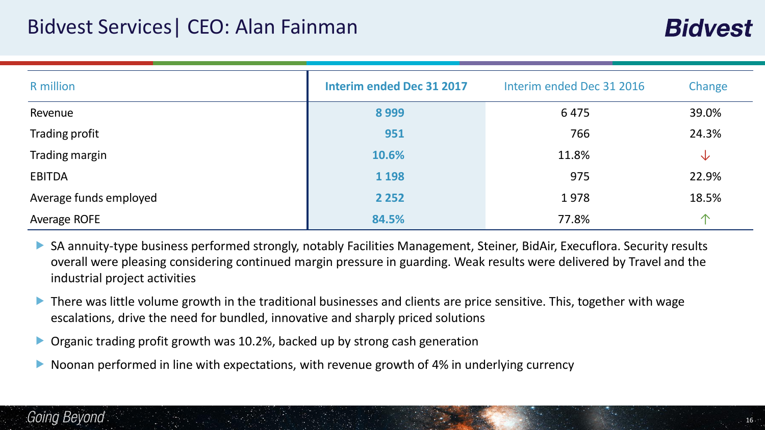# Bidvest Services| CEO: Alan Fainman

| R million | Interim ended Dec 31 2017 | Interim ended Dec 31 2016 | Change |
|---|---|---|---|
| Revenue | **8 999** | 6 475 | 39.0% |
| Trading profit | **951** | 766 | 24.3% |
| Trading margin | **10.6%** | 11.8% | ↓ |
| EBITDA | **1 198** | 975 | 22.9% |
| Average funds employed | **2 252** | 1 978 | 18.5% |
| Average ROFE | **84.5%** | 77.8% | ↑ |

- SA annuity-type business performed strongly, notably Facilities Management, Steiner, BidAir, Execuflora. Security results overall were pleasing considering continued margin pressure in guarding. Weak results were delivered by Travel and the industrial project activities
- There was little volume growth in the traditional businesses and clients are price sensitive. This, together with wage escalations, drive the need for bundled, innovative and sharply priced solutions
- Organic trading profit growth was 10.2%, backed up by strong cash generation
- Noonan performed in line with expectations, with revenue growth of 4% in underlying currency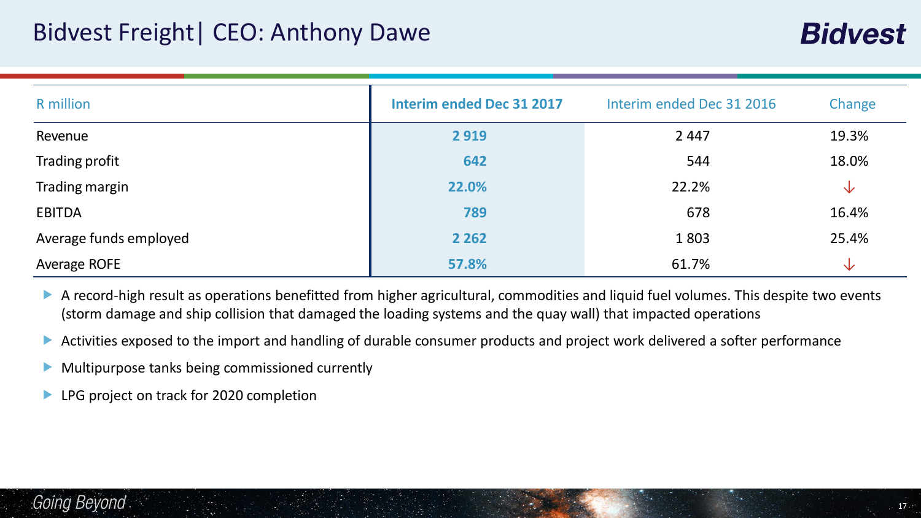# Bidvest Freight| CEO: Anthony Dawe

| R million | Interim ended Dec 31 2017 | Interim ended Dec 31 2016 | Change |
|---|---|---|---|
| Revenue | **2 919** | 2 447 | 19.3% |
| Trading profit | **642** | 544 | 18.0% |
| Trading margin | **22.0%** | 22.2% | ↓ |
| EBITDA | **789** | 678 | 16.4% |
| Average funds employed | **2 262** | 1 803 | 25.4% |
| Average ROFE | **57.8%** | 61.7% | ↓ |

- A record-high result as operations benefitted from higher agricultural, commodities and liquid fuel volumes. This despite two events (storm damage and ship collision that damaged the loading systems and the quay wall) that impacted operations
- Activities exposed to the import and handling of durable consumer products and project work delivered a softer performance
- Multipurpose tanks being commissioned currently
- LPG project on track for 2020 completion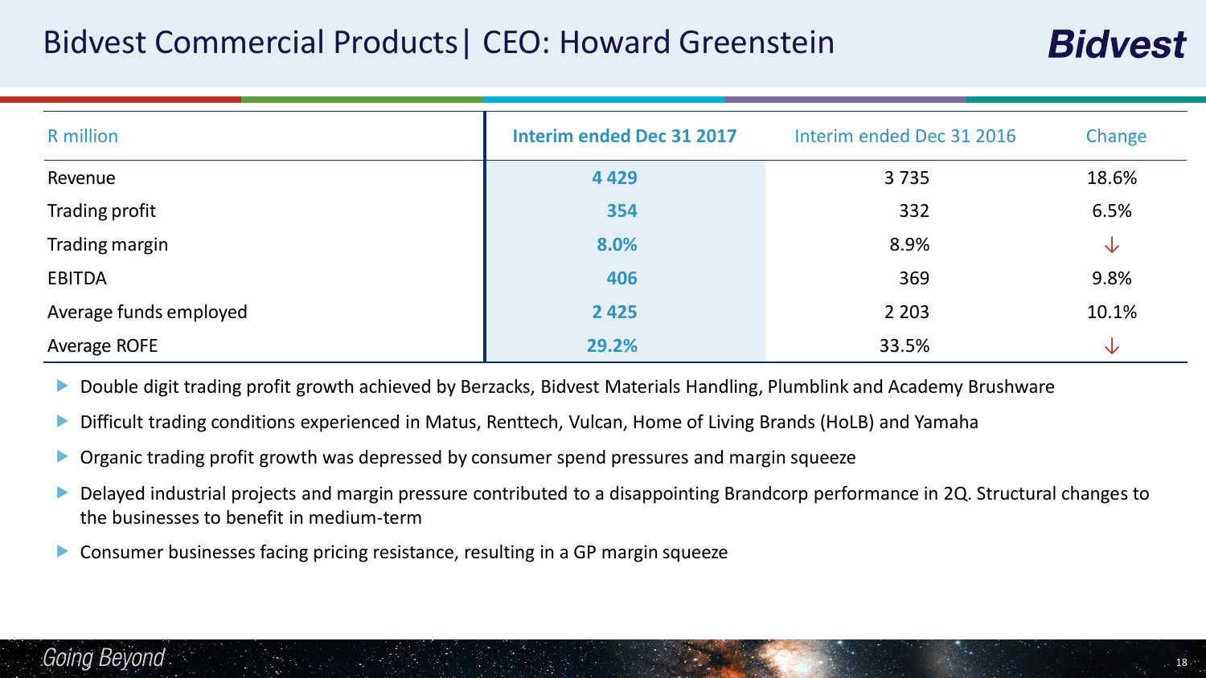# Bidvest Commercial Products| CEO: Howard Greenstein

| R million | Interim ended Dec 31 2017 | Interim ended Dec 31 2016 | Change |
|---|---|---|---|
| Revenue | **4 429** | 3 735 | 18.6% |
| Trading profit | **354** | 332 | 6.5% |
| Trading margin | **8.0%** | 8.9% | ↓ |
| EBITDA | **406** | 369 | 9.8% |
| Average funds employed | **2 425** | 2 203 | 10.1% |
| Average ROFE | **29.2%** | 33.5% | ↓ |

- Double digit trading profit growth achieved by Berzacks, Bidvest Materials Handling, Plumblink and Academy Brushware
- Difficult trading conditions experienced in Matus, Renttech, Vulcan, Home of Living Brands (HoLB) and Yamaha
- Organic trading profit growth was depressed by consumer spend pressures and margin squeeze
- Delayed industrial projects and margin pressure contributed to a disappointing Brandcorp performance in 2Q. Structural changes to the businesses to benefit in medium-term
- Consumer businesses facing pricing resistance, resulting in a GP margin squeeze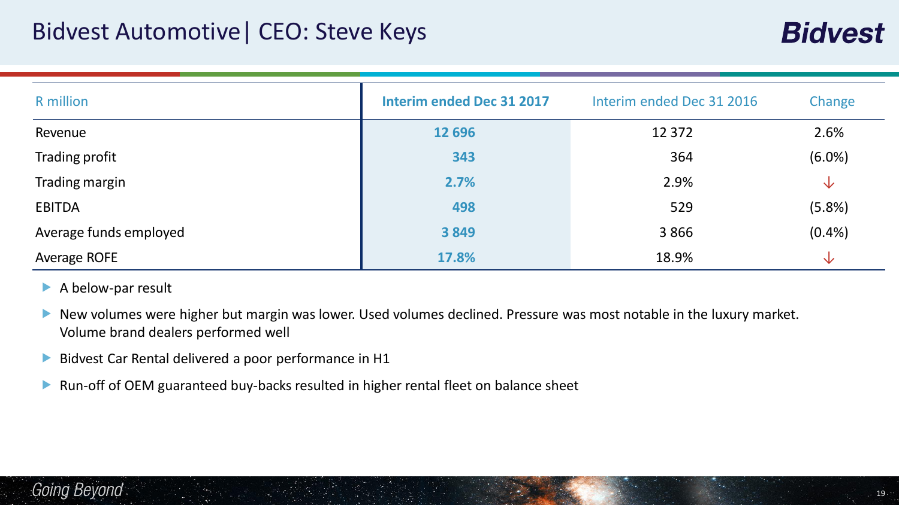# Bidvest Automotive | CEO: Steve Keys

| R million | **Interim ended Dec 31 2017** | Interim ended Dec 31 2016 | Change |
|---|---|---|---|
| Revenue | **12 696** | 12 372 | 2.6% |
| Trading profit | **343** | 364 | (6.0%) |
| Trading margin | **2.7%** | 2.9% | ↓ |
| EBITDA | **498** | 529 | (5.8%) |
| Average funds employed | **3 849** | 3 866 | (0.4%) |
| Average ROFE | **17.8%** | 18.9% | ↓ |

- A below-par result
- New volumes were higher but margin was lower. Used volumes declined. Pressure was most notable in the luxury market. Volume brand dealers performed well
- Bidvest Car Rental delivered a poor performance in H1
- Run-off of OEM guaranteed buy-backs resulted in higher rental fleet on balance sheet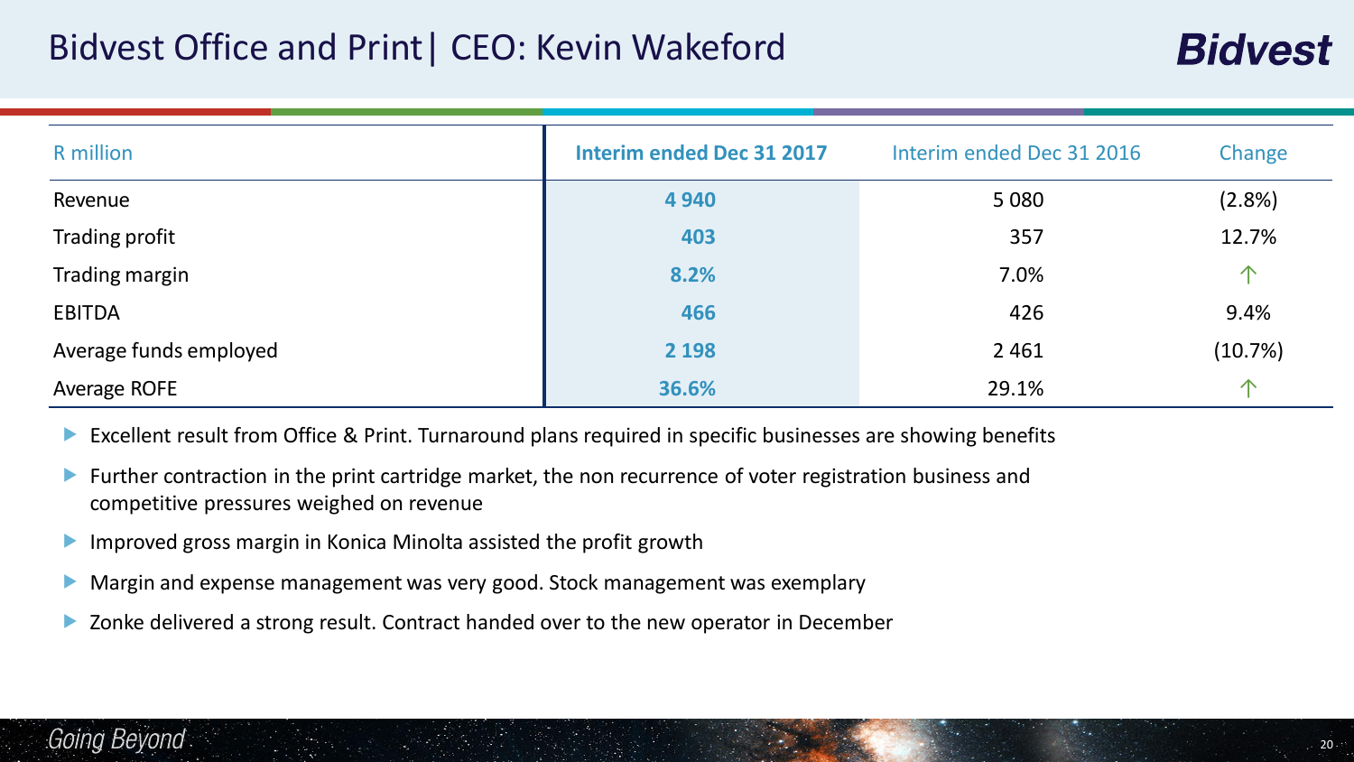# Bidvest Office and Print | CEO: Kevin Wakeford

| R million | **Interim ended Dec 31 2017** | Interim ended Dec 31 2016 | Change |
|---|---|---|---|
| Revenue | **4 940** | 5 080 | (2.8%) |
| Trading profit | **403** | 357 | 12.7% |
| Trading margin | **8.2%** | 7.0% | ↑ |
| EBITDA | **466** | 426 | 9.4% |
| Average funds employed | **2 198** | 2 461 | (10.7%) |
| Average ROFE | **36.6%** | 29.1% | ↑ |

- Excellent result from Office & Print. Turnaround plans required in specific businesses are showing benefits
- Further contraction in the print cartridge market, the non recurrence of voter registration business and competitive pressures weighed on revenue
- Improved gross margin in Konica Minolta assisted the profit growth
- Margin and expense management was very good. Stock management was exemplary
- Zonke delivered a strong result. Contract handed over to the new operator in December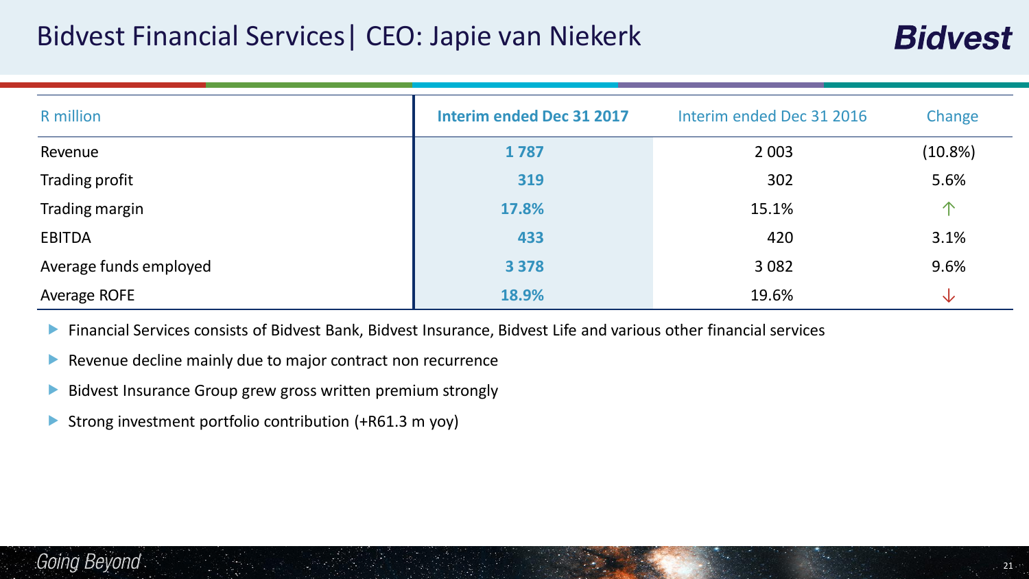# Bidvest Financial Services| CEO: Japie van Niekerk

| R million | **Interim ended Dec 31 2017** | Interim ended Dec 31 2016 | Change |
|---|---|---|---|
| Revenue | **1 787** | 2 003 | (10.8%) |
| Trading profit | **319** | 302 | 5.6% |
| Trading margin | **17.8%** | 15.1% | ↑ |
| EBITDA | **433** | 420 | 3.1% |
| Average funds employed | **3 378** | 3 082 | 9.6% |
| Average ROFE | **18.9%** | 19.6% | ↓ |

- Financial Services consists of Bidvest Bank, Bidvest Insurance, Bidvest Life and various other financial services
- Revenue decline mainly due to major contract non recurrence
- Bidvest Insurance Group grew gross written premium strongly
- Strong investment portfolio contribution (+R61.3 m yoy)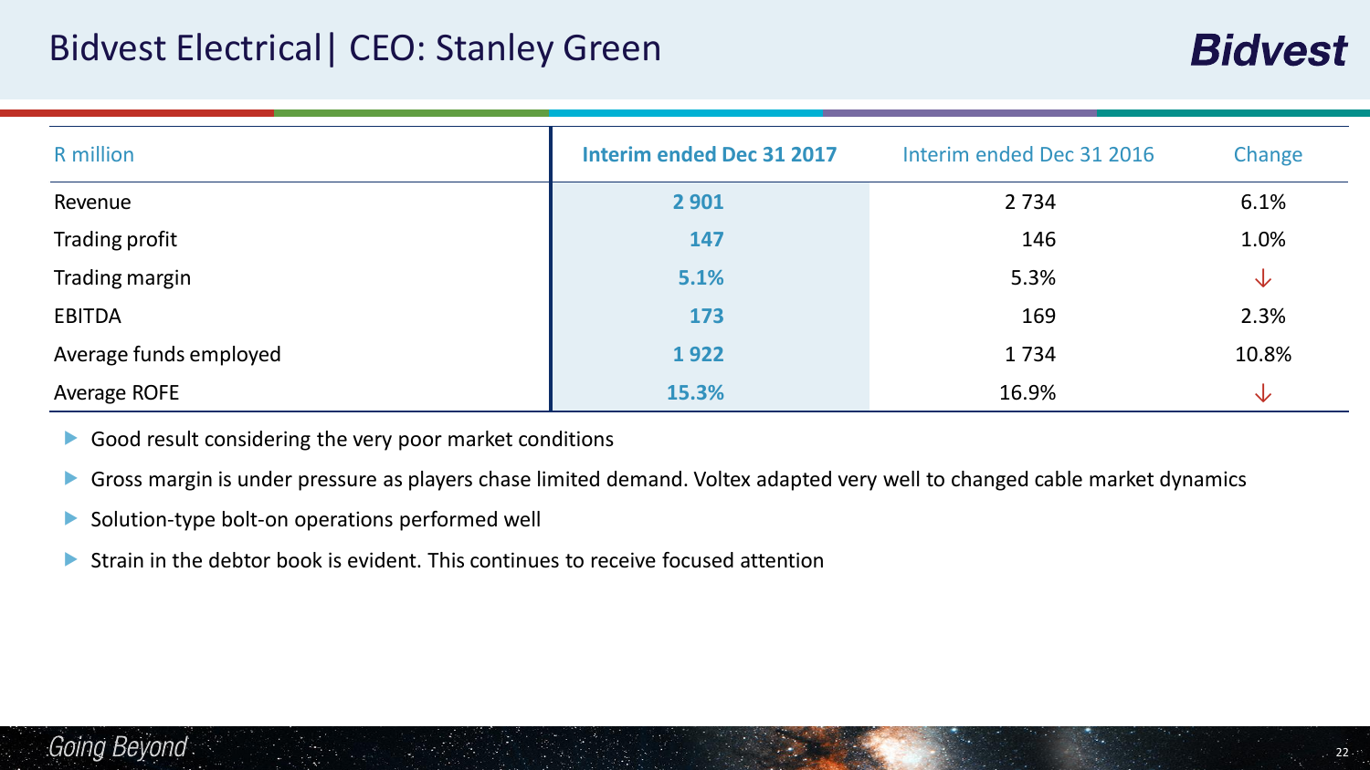# Bidvest Electrical| CEO: Stanley Green

| R million | Interim ended Dec 31 2017 | Interim ended Dec 31 2016 | Change |
|---|---|---|---|
| Revenue | **2 901** | 2 734 | 6.1% |
| Trading profit | **147** | 146 | 1.0% |
| Trading margin | **5.1%** | 5.3% | ↓ |
| EBITDA | **173** | 169 | 2.3% |
| Average funds employed | **1 922** | 1 734 | 10.8% |
| Average ROFE | **15.3%** | 16.9% | ↓ |

- Good result considering the very poor market conditions
- Gross margin is under pressure as players chase limited demand. Voltex adapted very well to changed cable market dynamics
- Solution-type bolt-on operations performed well
- Strain in the debtor book is evident. This continues to receive focused attention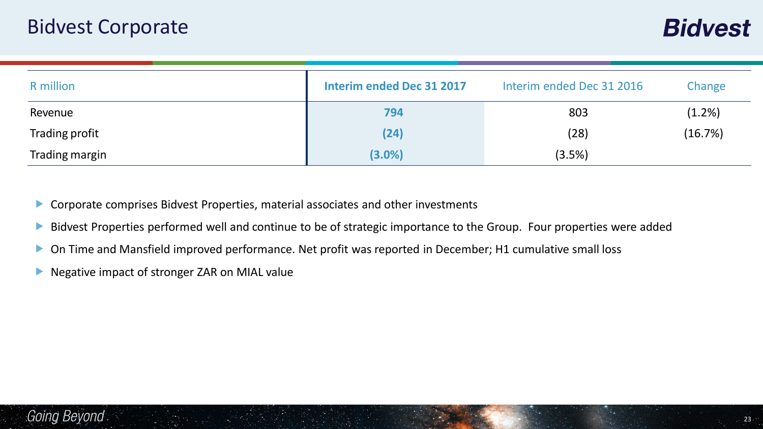# Bidvest Corporate

| R million | Interim ended Dec 31 2017 | Interim ended Dec 31 2016 | Change |
| --- | --- | --- | --- |
| Revenue | **794** | 803 | (1.2%) |
| Trading profit | **(24)** | (28) | (16.7%) |
| Trading margin | **(3.0%)** | (3.5%) | |

- Corporate comprises Bidvest Properties, material associates and other investments
- Bidvest Properties performed well and continue to be of strategic importance to the Group. Four properties were added
- On Time and Mansfield improved performance. Net profit was reported in December; H1 cumulative small loss
- Negative impact of stronger ZAR on MIAL value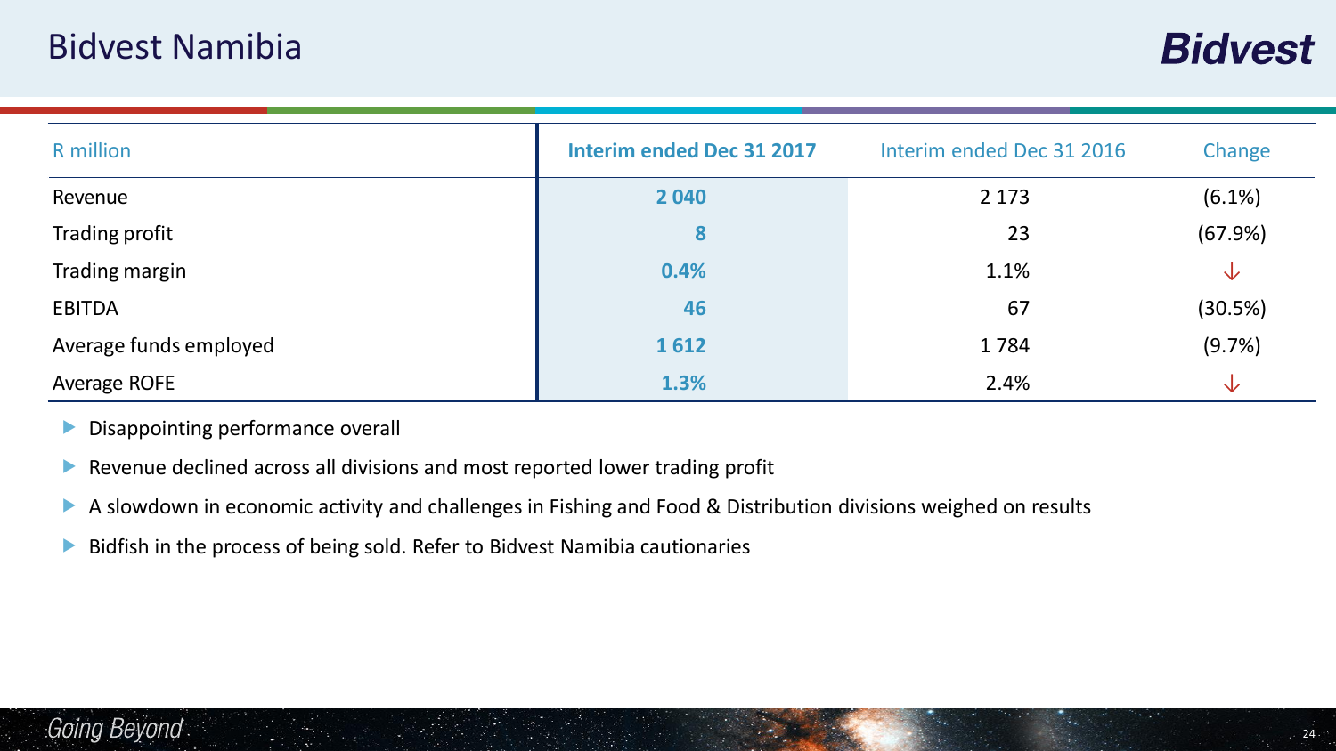# Bidvest Namibia

| R million | **Interim ended Dec 31 2017** | Interim ended Dec 31 2016 | Change |
|---|---|---|---|
| Revenue | **2 040** | 2 173 | (6.1%) |
| Trading profit | **8** | 23 | (67.9%) |
| Trading margin | **0.4%** | 1.1% | ↓ |
| EBITDA | **46** | 67 | (30.5%) |
| Average funds employed | **1 612** | 1 784 | (9.7%) |
| Average ROFE | **1.3%** | 2.4% | ↓ |

- Disappointing performance overall
- Revenue declined across all divisions and most reported lower trading profit
- A slowdown in economic activity and challenges in Fishing and Food & Distribution divisions weighed on results
- Bidfish in the process of being sold. Refer to Bidvest Namibia cautionaries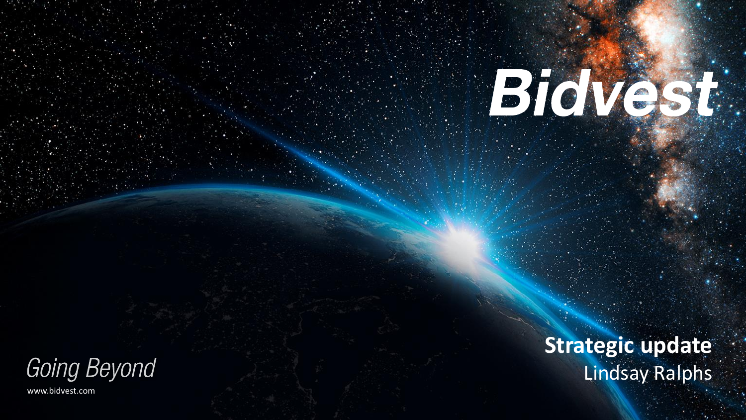# Bidvest

## Strategic update

Lindsay Ralphs

*Going Beyond*

www.bidvest.com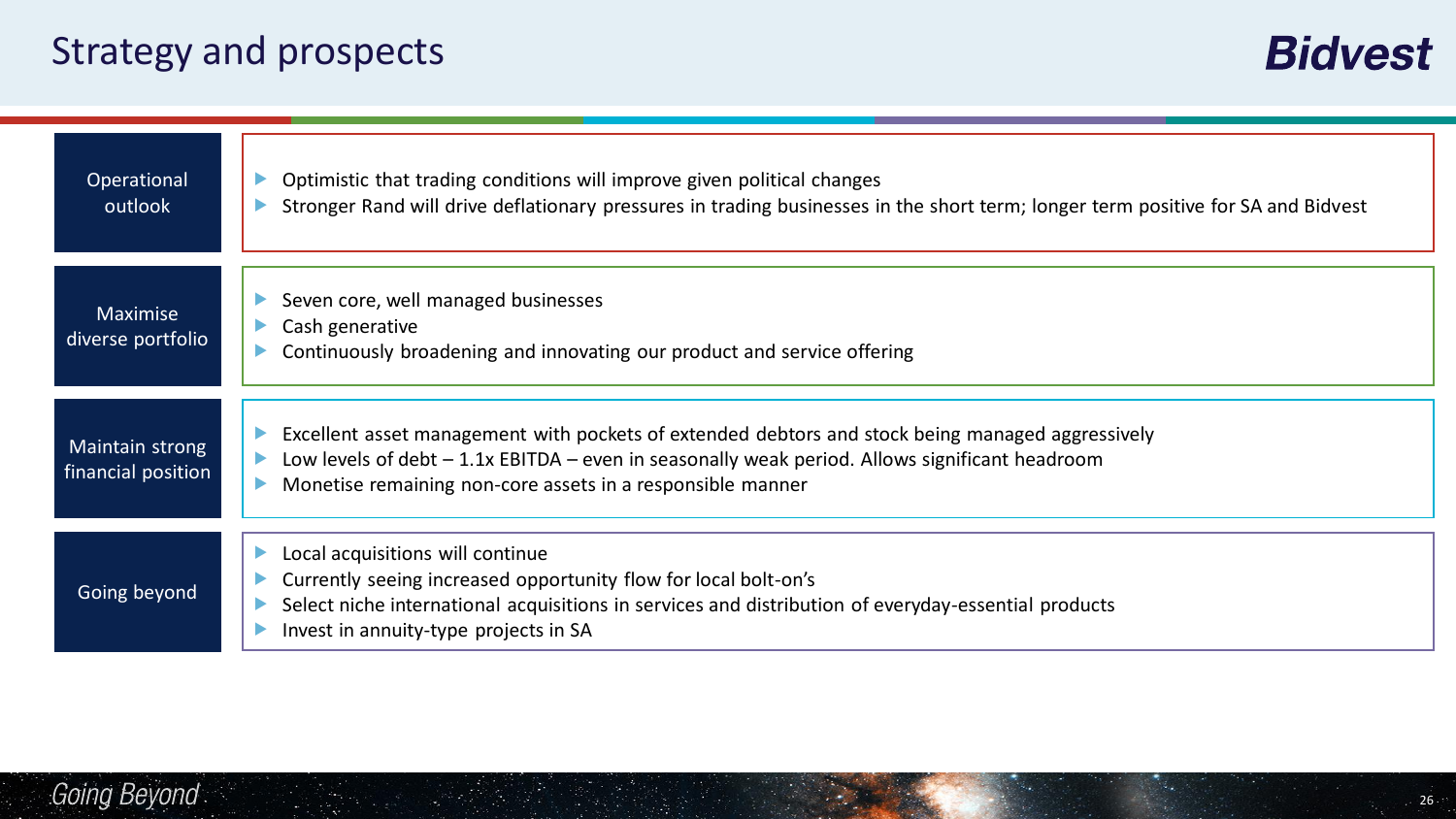# Strategy and prospects

## Operational outlook

- Optimistic that trading conditions will improve given political changes
- Stronger Rand will drive deflationary pressures in trading businesses in the short term; longer term positive for SA and Bidvest

## Maximise diverse portfolio

- Seven core, well managed businesses
- Cash generative
- Continuously broadening and innovating our product and service offering

## Maintain strong financial position

- Excellent asset management with pockets of extended debtors and stock being managed aggressively
- Low levels of debt – 1.1x EBITDA – even in seasonally weak period. Allows significant headroom
- Monetise remaining non-core assets in a responsible manner

## Going beyond

- Local acquisitions will continue
- Currently seeing increased opportunity flow for local bolt-on's
- Select niche international acquisitions in services and distribution of everyday-essential products
- Invest in annuity-type projects in SA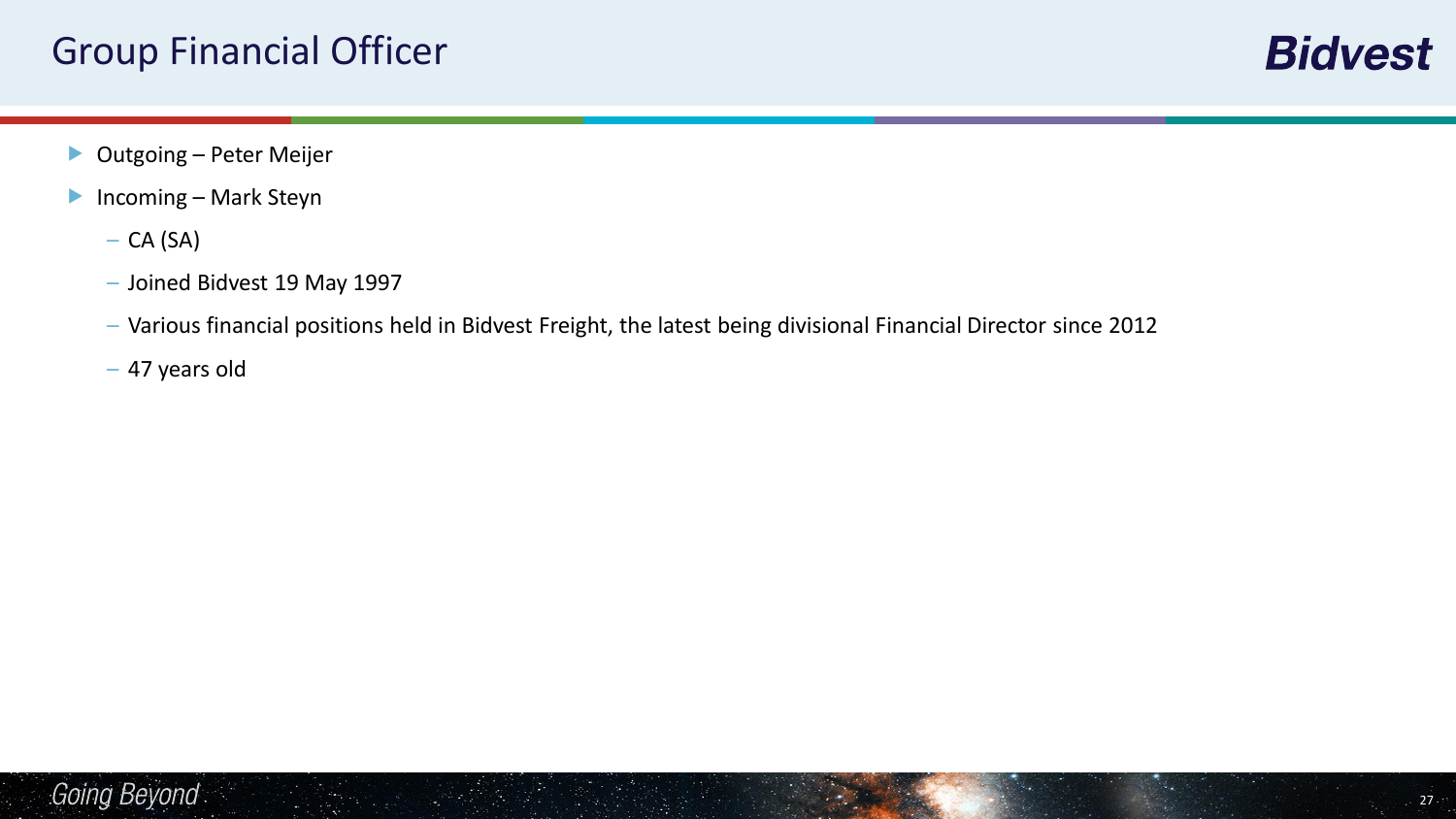# Group Financial Officer

- Outgoing – Peter Meijer
- Incoming – Mark Steyn
  - CA (SA)
  - Joined Bidvest 19 May 1997
  - Various financial positions held in Bidvest Freight, the latest being divisional Financial Director since 2012
  - 47 years old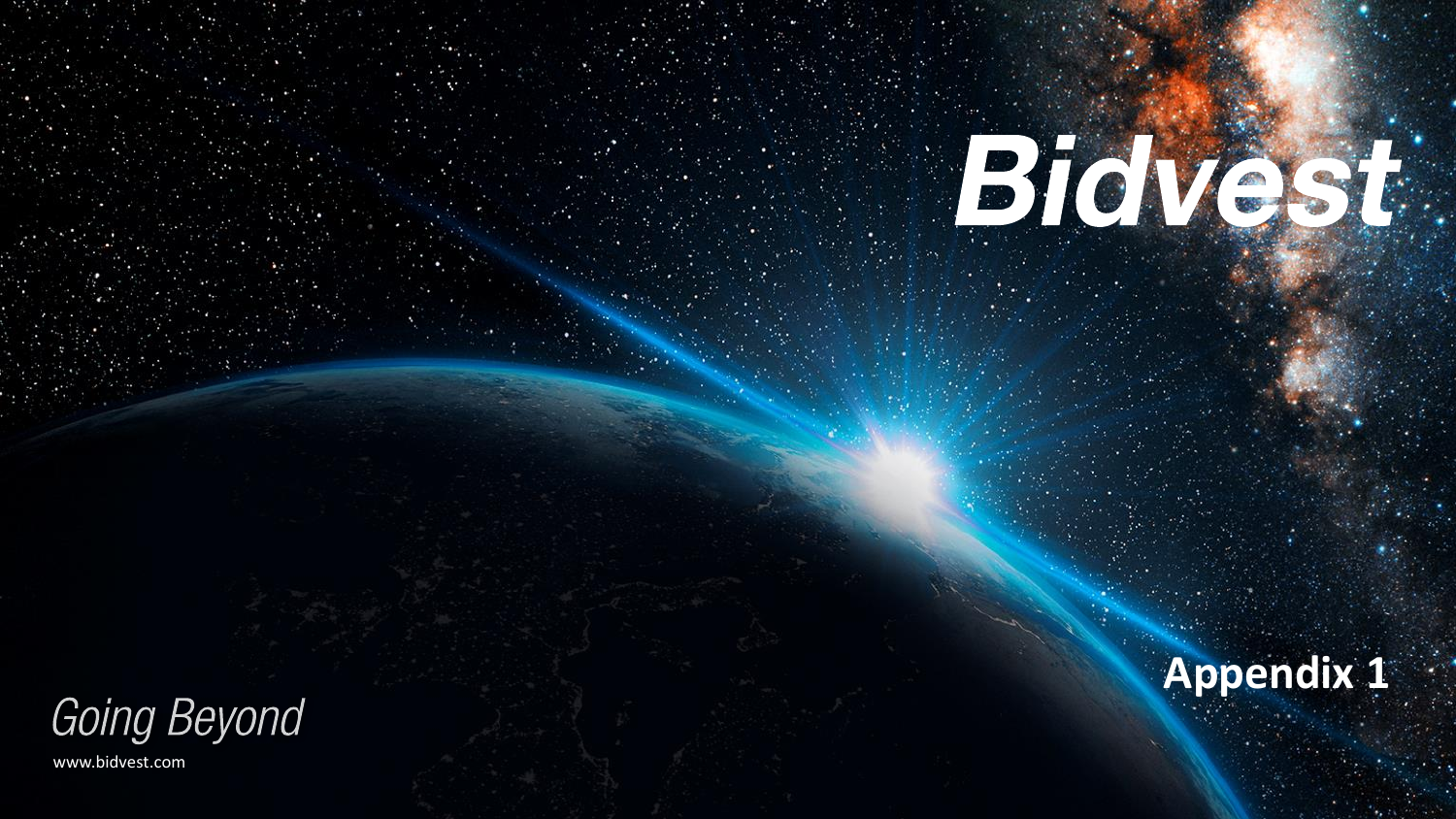# Bidvest

## Appendix 1

*Going Beyond*

www.bidvest.com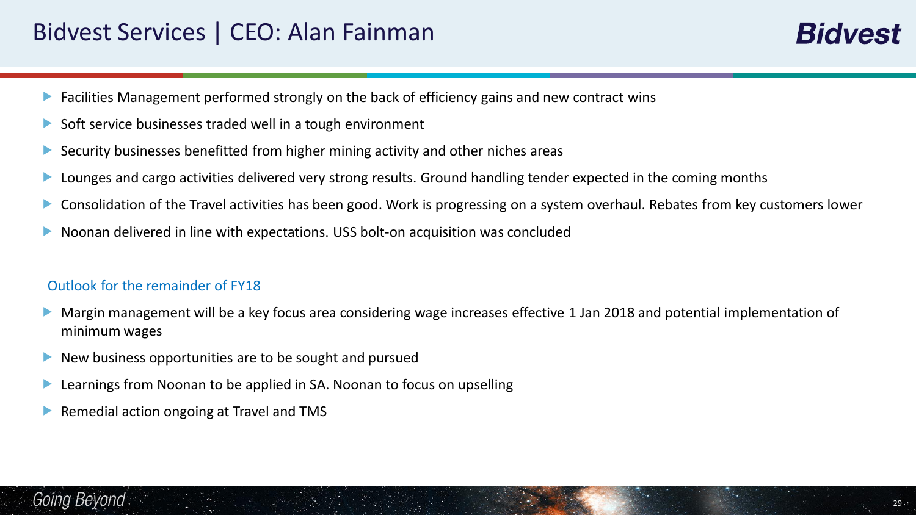# Bidvest Services | CEO: Alan Fainman

- Facilities Management performed strongly on the back of efficiency gains and new contract wins
- Soft service businesses traded well in a tough environment
- Security businesses benefitted from higher mining activity and other niches areas
- Lounges and cargo activities delivered very strong results. Ground handling tender expected in the coming months
- Consolidation of the Travel activities has been good. Work is progressing on a system overhaul. Rebates from key customers lower
- Noonan delivered in line with expectations. USS bolt-on acquisition was concluded

## Outlook for the remainder of FY18

- Margin management will be a key focus area considering wage increases effective 1 Jan 2018 and potential implementation of minimum wages
- New business opportunities are to be sought and pursued
- Learnings from Noonan to be applied in SA. Noonan to focus on upselling
- Remedial action ongoing at Travel and TMS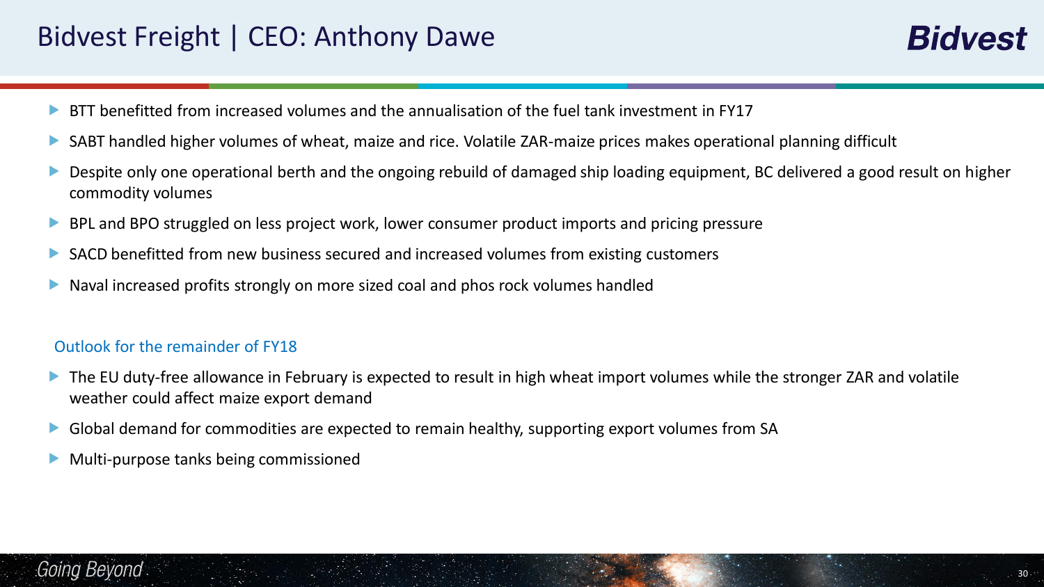# Bidvest Freight | CEO: Anthony Dawe

- BTT benefitted from increased volumes and the annualisation of the fuel tank investment in FY17
- SABT handled higher volumes of wheat, maize and rice. Volatile ZAR-maize prices makes operational planning difficult
- Despite only one operational berth and the ongoing rebuild of damaged ship loading equipment, BC delivered a good result on higher commodity volumes
- BPL and BPO struggled on less project work, lower consumer product imports and pricing pressure
- SACD benefitted from new business secured and increased volumes from existing customers
- Naval increased profits strongly on more sized coal and phos rock volumes handled

## Outlook for the remainder of FY18

- The EU duty-free allowance in February is expected to result in high wheat import volumes while the stronger ZAR and volatile weather could affect maize export demand
- Global demand for commodities are expected to remain healthy, supporting export volumes from SA
- Multi-purpose tanks being commissioned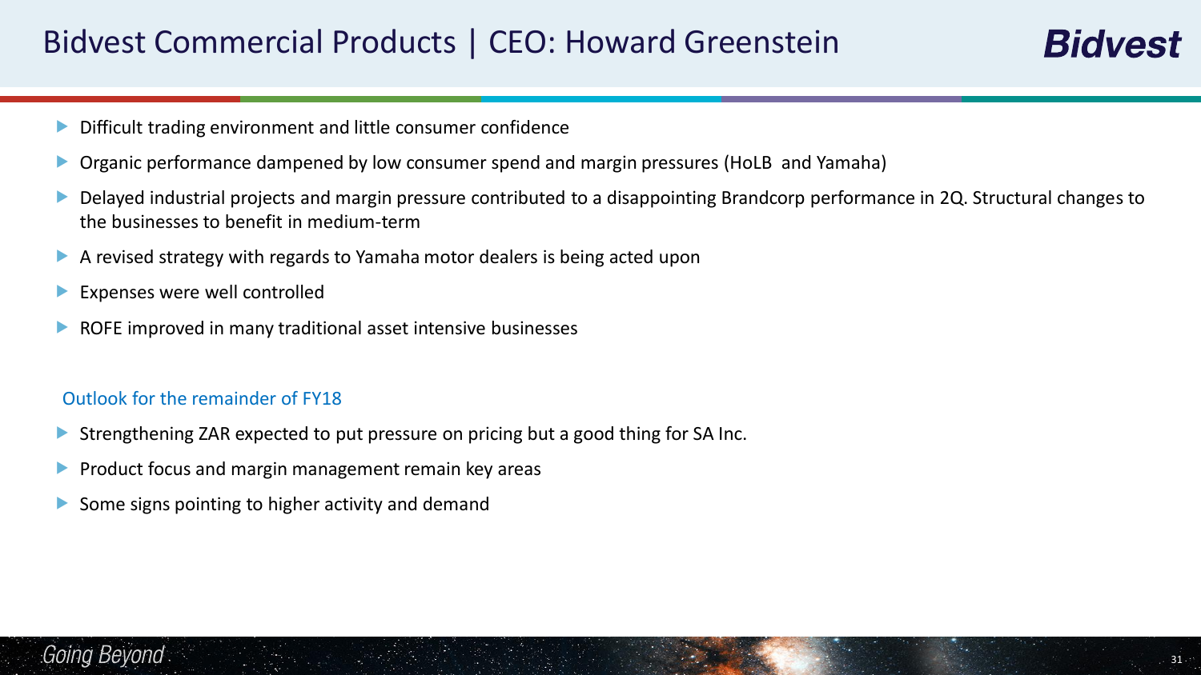# Bidvest Commercial Products | CEO: Howard Greenstein

- Difficult trading environment and little consumer confidence
- Organic performance dampened by low consumer spend and margin pressures (HoLB and Yamaha)
- Delayed industrial projects and margin pressure contributed to a disappointing Brandcorp performance in 2Q. Structural changes to the businesses to benefit in medium-term
- A revised strategy with regards to Yamaha motor dealers is being acted upon
- Expenses were well controlled
- ROFE improved in many traditional asset intensive businesses

## Outlook for the remainder of FY18

- Strengthening ZAR expected to put pressure on pricing but a good thing for SA Inc.
- Product focus and margin management remain key areas
- Some signs pointing to higher activity and demand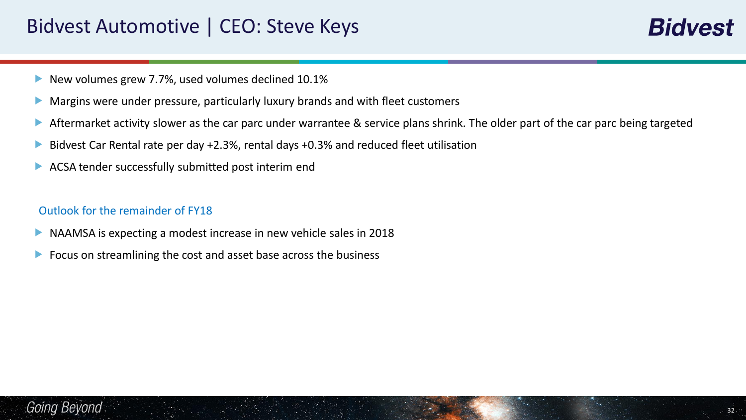# Bidvest Automotive | CEO: Steve Keys

- New volumes grew 7.7%, used volumes declined 10.1%
- Margins were under pressure, particularly luxury brands and with fleet customers
- Aftermarket activity slower as the car parc under warrantee & service plans shrink. The older part of the car parc being targeted
- Bidvest Car Rental rate per day +2.3%, rental days +0.3% and reduced fleet utilisation
- ACSA tender successfully submitted post interim end

## Outlook for the remainder of FY18

- NAAMSA is expecting a modest increase in new vehicle sales in 2018
- Focus on streamlining the cost and asset base across the business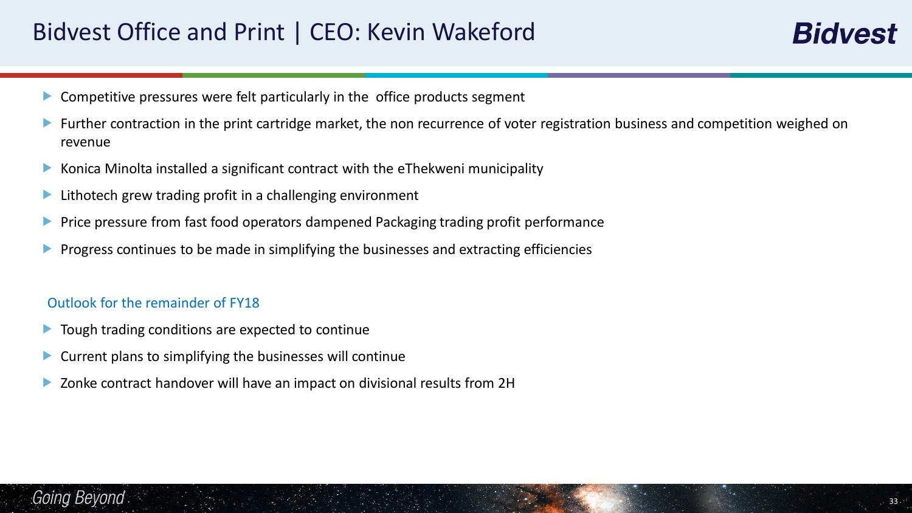# Bidvest Office and Print | CEO: Kevin Wakeford

- Competitive pressures were felt particularly in the office products segment
- Further contraction in the print cartridge market, the non recurrence of voter registration business and competition weighed on revenue
- Konica Minolta installed a significant contract with the eThekweni municipality
- Lithotech grew trading profit in a challenging environment
- Price pressure from fast food operators dampened Packaging trading profit performance
- Progress continues to be made in simplifying the businesses and extracting efficiencies

## Outlook for the remainder of FY18

- Tough trading conditions are expected to continue
- Current plans to simplifying the businesses will continue
- Zonke contract handover will have an impact on divisional results from 2H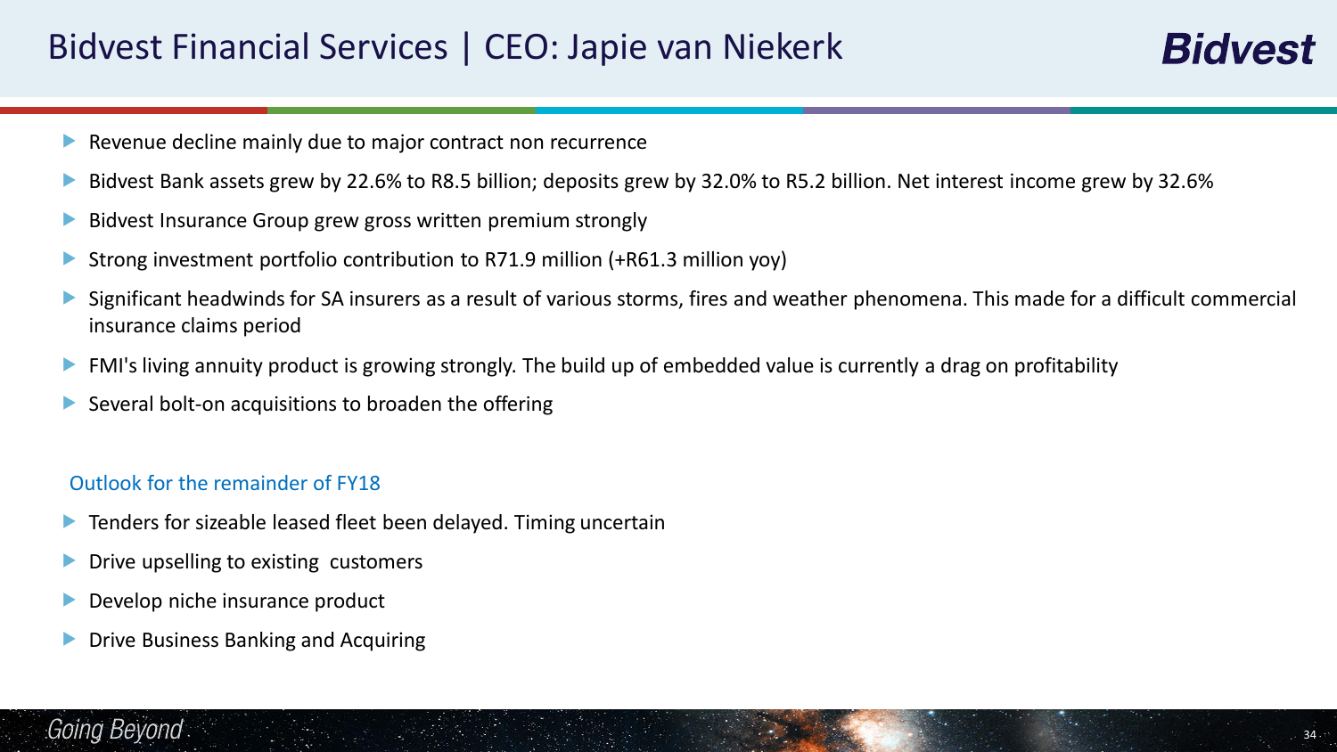# Bidvest Financial Services | CEO: Japie van Niekerk

- Revenue decline mainly due to major contract non recurrence
- Bidvest Bank assets grew by 22.6% to R8.5 billion; deposits grew by 32.0% to R5.2 billion. Net interest income grew by 32.6%
- Bidvest Insurance Group grew gross written premium strongly
- Strong investment portfolio contribution to R71.9 million (+R61.3 million yoy)
- Significant headwinds for SA insurers as a result of various storms, fires and weather phenomena. This made for a difficult commercial insurance claims period
- FMI's living annuity product is growing strongly. The build up of embedded value is currently a drag on profitability
- Several bolt-on acquisitions to broaden the offering

## Outlook for the remainder of FY18

- Tenders for sizeable leased fleet been delayed. Timing uncertain
- Drive upselling to existing customers
- Develop niche insurance product
- Drive Business Banking and Acquiring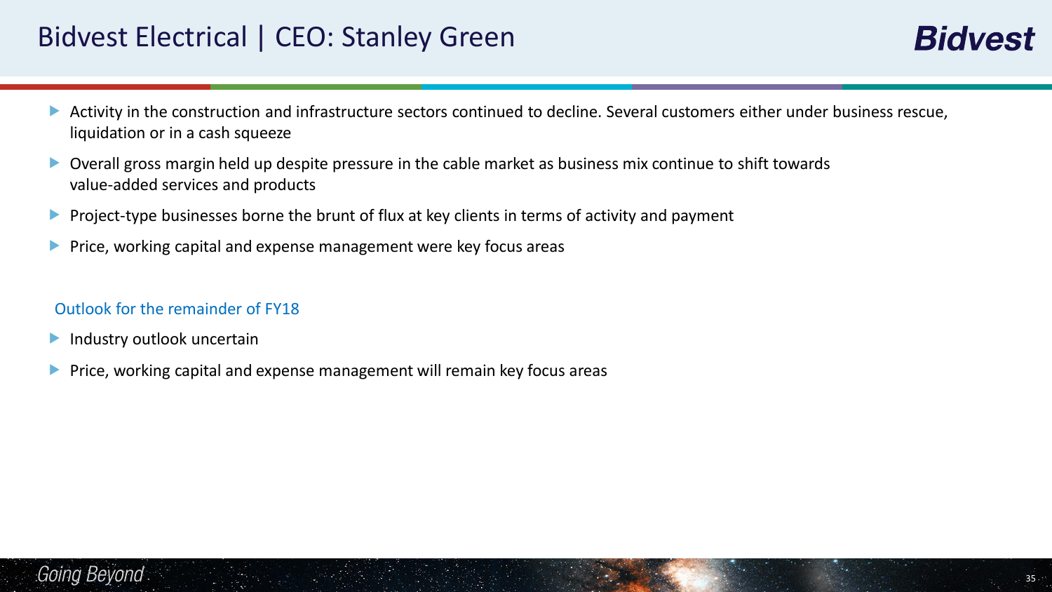# Bidvest Electrical | CEO: Stanley Green

- Activity in the construction and infrastructure sectors continued to decline. Several customers either under business rescue, liquidation or in a cash squeeze
- Overall gross margin held up despite pressure in the cable market as business mix continue to shift towards value-added services and products
- Project-type businesses borne the brunt of flux at key clients in terms of activity and payment
- Price, working capital and expense management were key focus areas

## Outlook for the remainder of FY18

- Industry outlook uncertain
- Price, working capital and expense management will remain key focus areas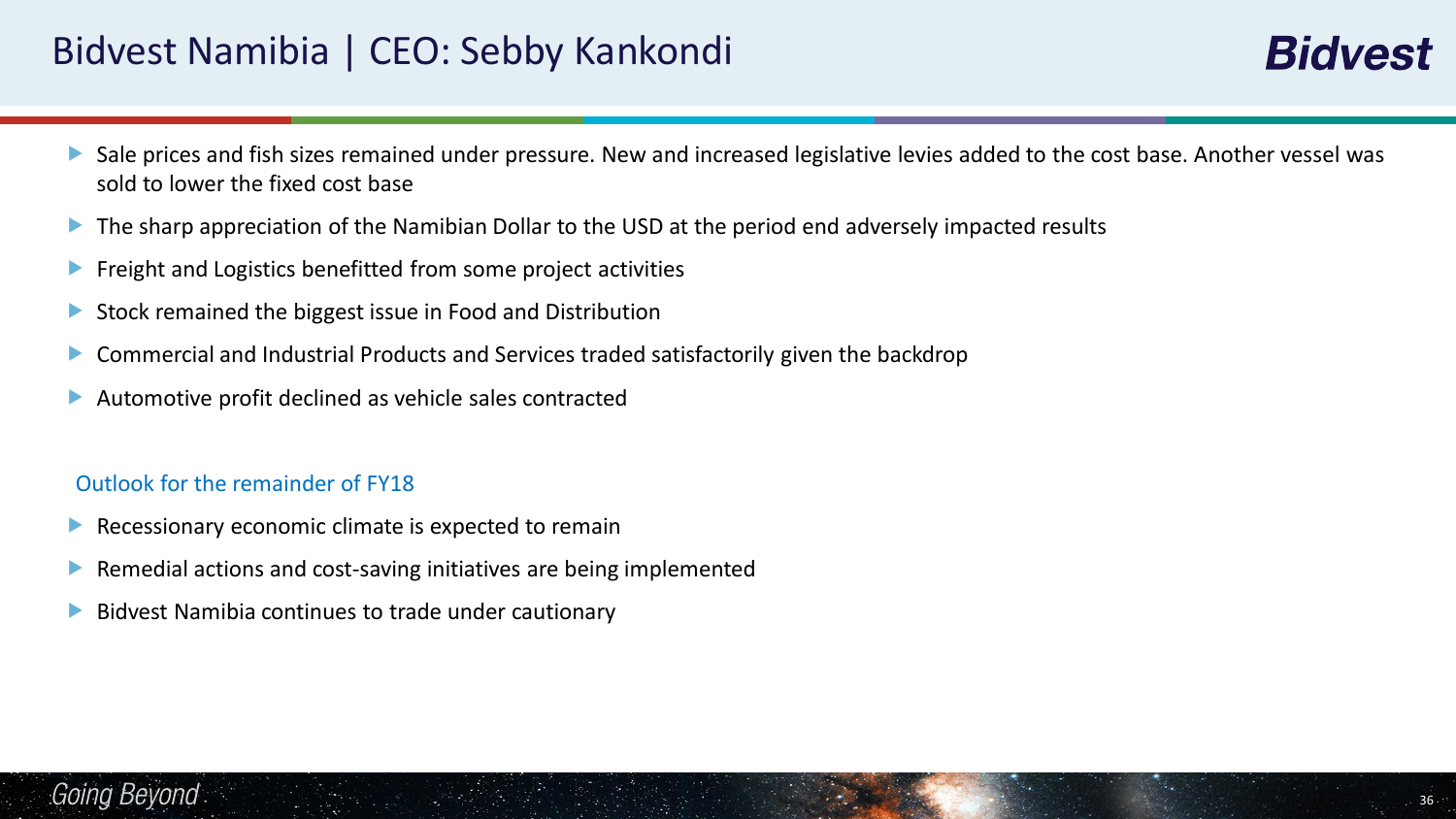# Bidvest Namibia | CEO: Sebby Kankondi

- Sale prices and fish sizes remained under pressure. New and increased legislative levies added to the cost base. Another vessel was sold to lower the fixed cost base
- The sharp appreciation of the Namibian Dollar to the USD at the period end adversely impacted results
- Freight and Logistics benefitted from some project activities
- Stock remained the biggest issue in Food and Distribution
- Commercial and Industrial Products and Services traded satisfactorily given the backdrop
- Automotive profit declined as vehicle sales contracted

## Outlook for the remainder of FY18

- Recessionary economic climate is expected to remain
- Remedial actions and cost-saving initiatives are being implemented
- Bidvest Namibia continues to trade under cautionary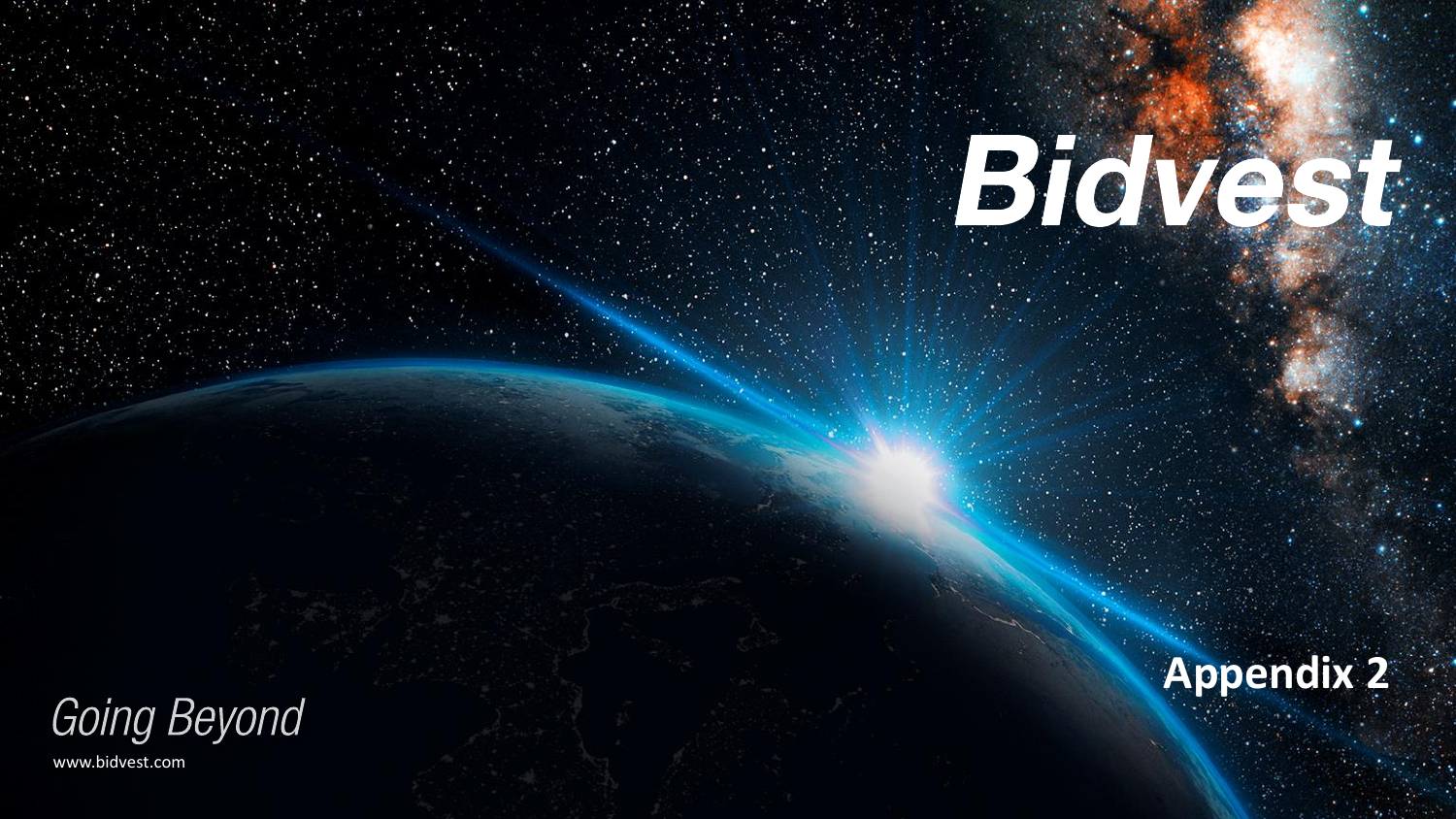# Bidvest

## Appendix 2

*Going Beyond*

www.bidvest.com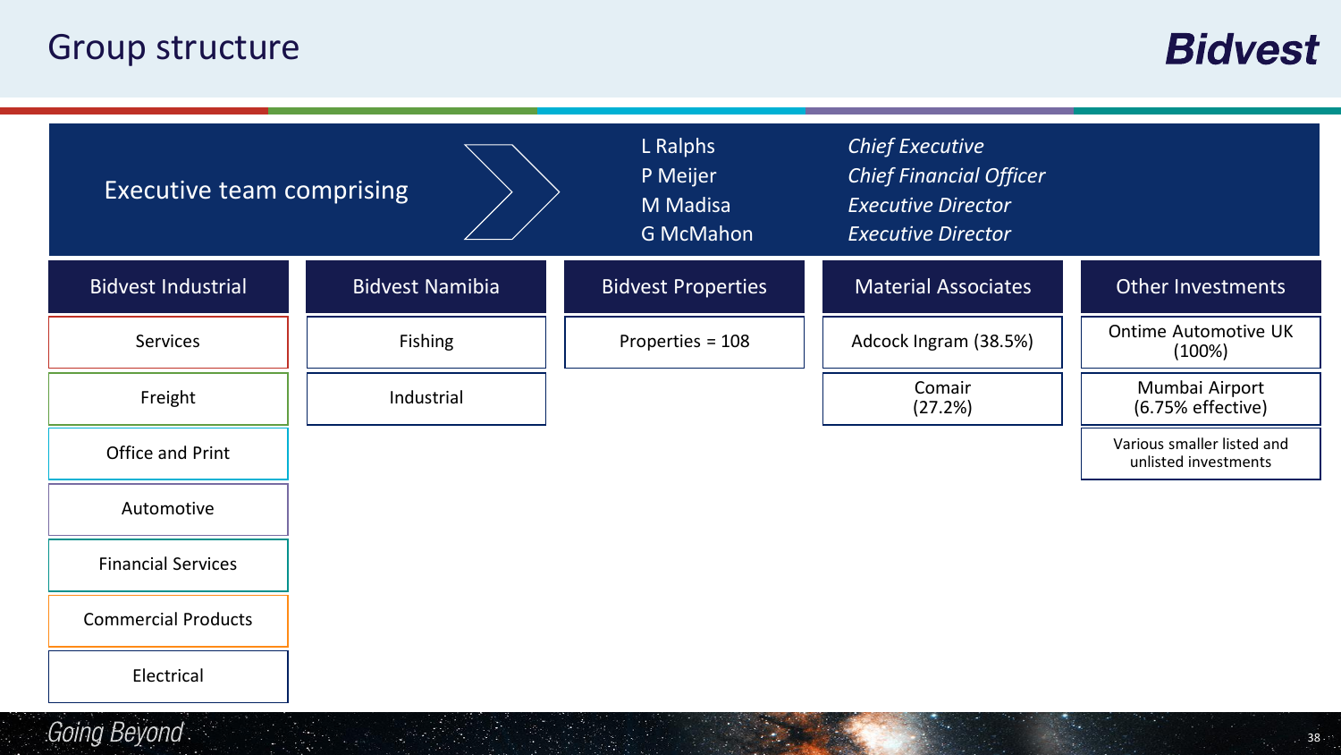# Group structure

**Executive team comprising**

| Name | Role |
|---|---|
| L Ralphs | *Chief Executive* |
| P Meijer | *Chief Financial Officer* |
| M Madisa | *Executive Director* |
| G McMahon | *Executive Director* |

| Bidvest Industrial | Bidvest Namibia | Bidvest Properties | Material Associates | Other Investments |
|---|---|---|---|---|
| Services | Fishing | Properties = 108 | Adcock Ingram (38.5%) | Ontime Automotive UK (100%) |
| Freight | Industrial | | Comair (27.2%) | Mumbai Airport (6.75% effective) |
| Office and Print | | | | Various smaller listed and unlisted investments |
| Automotive | | | | |
| Financial Services | | | | |
| Commercial Products | | | | |
| Electrical | | | | |

*Going Beyond*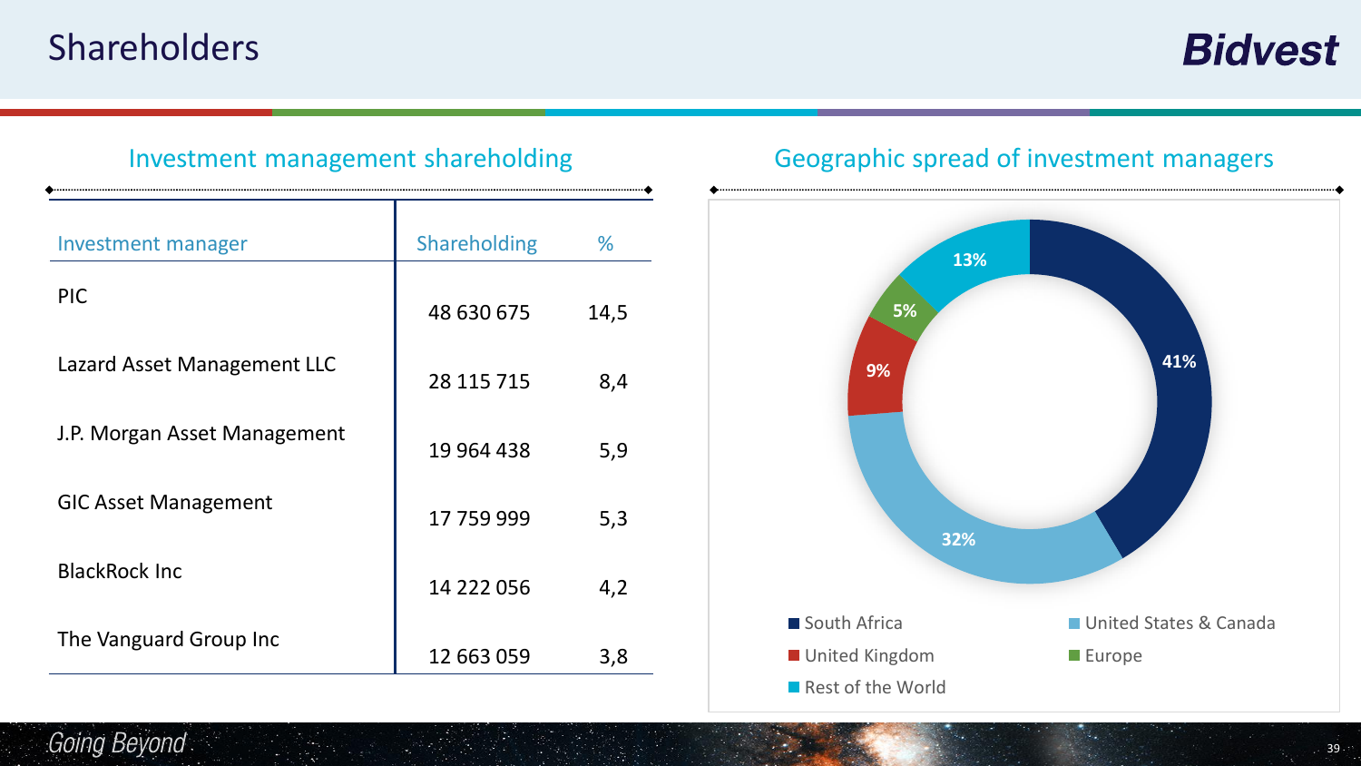# Shareholders

## Investment management shareholding

| Investment manager | Shareholding | % |
|---|---|---|
| PIC | 48 630 675 | 14,5 |
| Lazard Asset Management LLC | 28 115 715 | 8,4 |
| J.P. Morgan Asset Management | 19 964 438 | 5,9 |
| GIC Asset Management | 17 759 999 | 5,3 |
| BlackRock Inc | 14 222 056 | 4,2 |
| The Vanguard Group Inc | 12 663 059 | 3,8 |

## Geographic spread of investment managers

41%
32%
9%
5%
13%

South Africa
United States & Canada
United Kingdom
Europe
Rest of the World

*Going Beyond*